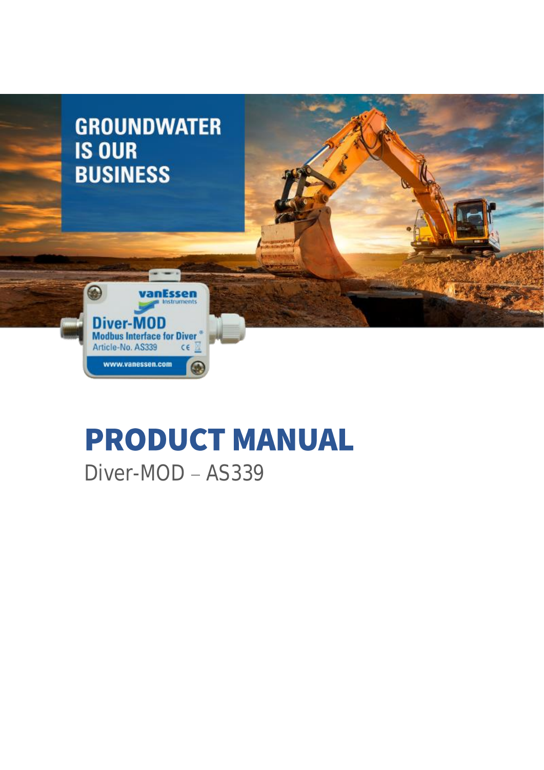GROUNDWATER IS OUR BUSINESS

# PRODUCT MANUAL

Diver-MOD – AS339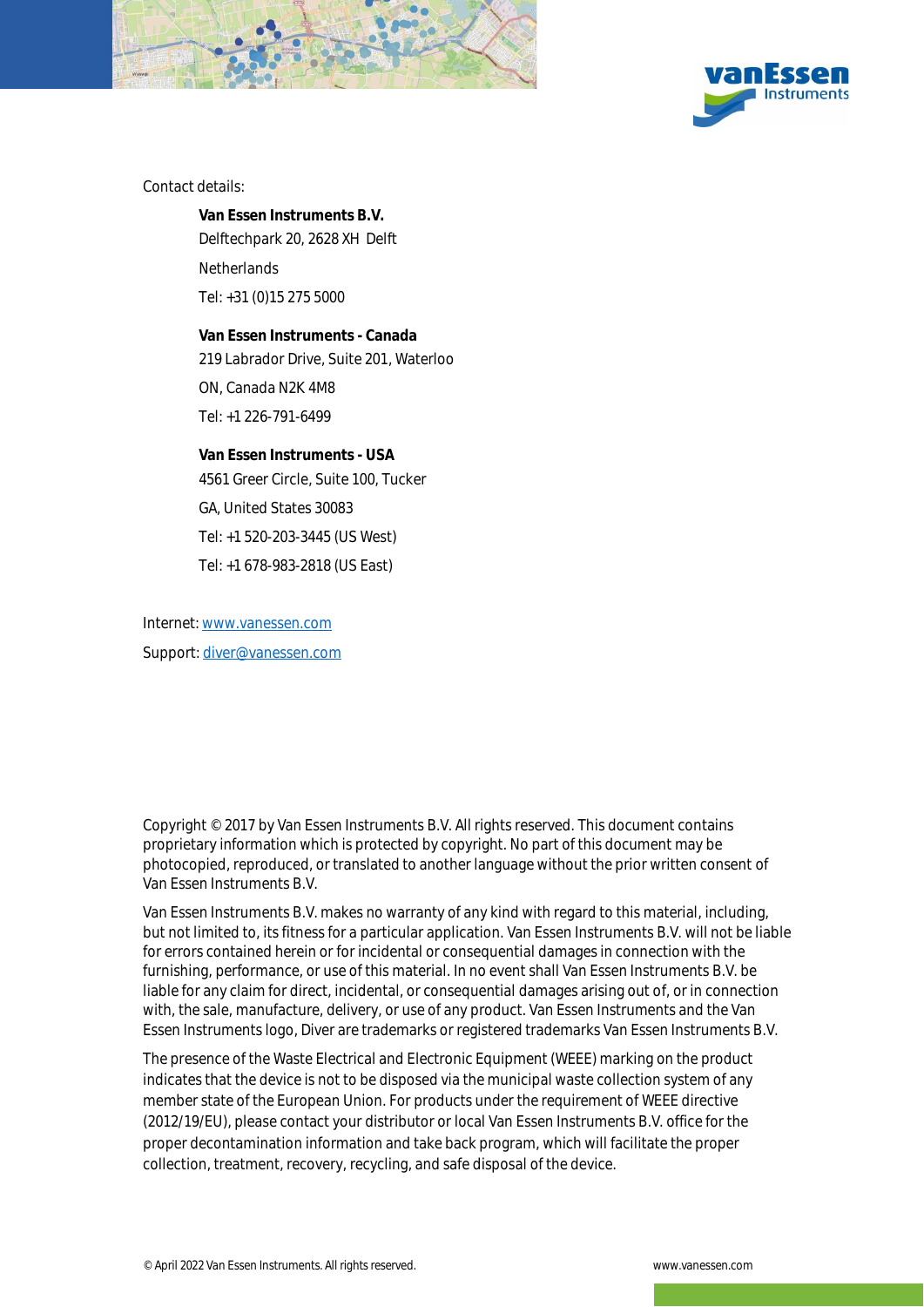Contact details:

**Van Essen Instruments B.V.**
Delftechpark 20, 2628 XH Delft

Netherlands

Tel: +31 (0)15 275 5000

**Van Essen Instruments - Canada**
219 Labrador Drive, Suite 201, Waterloo

ON, Canada N2K 4M8

Tel: +1 226-791-6499

**Van Essen Instruments - USA**
4561 Greer Circle, Suite 100, Tucker

GA, United States 30083

Tel: +1 520-203-3445 (US West)

Tel: +1 678-983-2818 (US East)

Internet: www.vanessen.com

Support: diver@vanessen.com

Copyright © 2017 by Van Essen Instruments B.V. All rights reserved. This document contains proprietary information which is protected by copyright. No part of this document may be photocopied, reproduced, or translated to another language without the prior written consent of Van Essen Instruments B.V.

Van Essen Instruments B.V. makes no warranty of any kind with regard to this material, including, but not limited to, its fitness for a particular application. Van Essen Instruments B.V. will not be liable for errors contained herein or for incidental or consequential damages in connection with the furnishing, performance, or use of this material. In no event shall Van Essen Instruments B.V. be liable for any claim for direct, incidental, or consequential damages arising out of, or in connection with, the sale, manufacture, delivery, or use of any product. Van Essen Instruments and the Van Essen Instruments logo, Diver are trademarks or registered trademarks Van Essen Instruments B.V.

The presence of the Waste Electrical and Electronic Equipment (WEEE) marking on the product indicates that the device is not to be disposed via the municipal waste collection system of any member state of the European Union. For products under the requirement of WEEE directive (2012/19/EU), please contact your distributor or local Van Essen Instruments B.V. office for the proper decontamination information and take back program, which will facilitate the proper collection, treatment, recovery, recycling, and safe disposal of the device.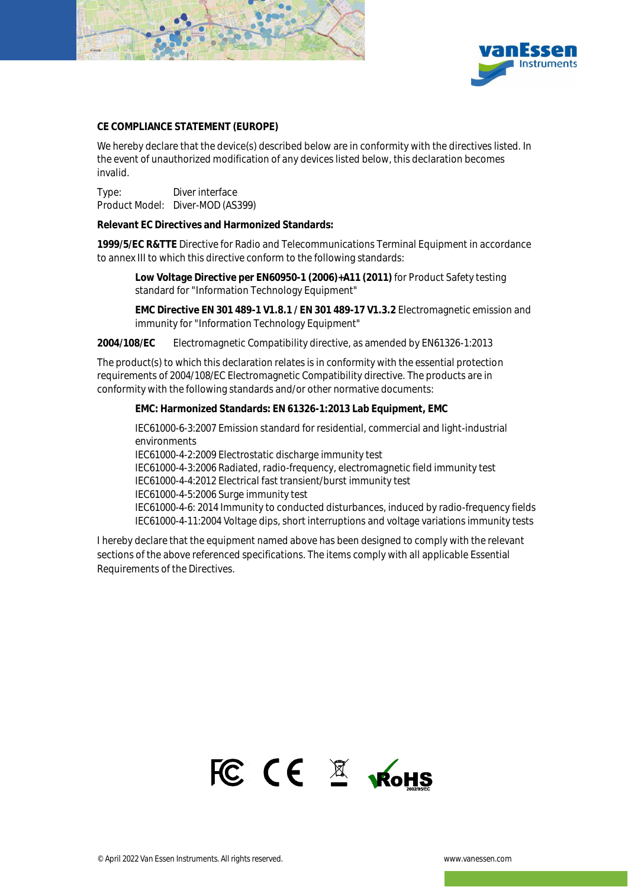**CE COMPLIANCE STATEMENT (EUROPE)**

We hereby declare that the device(s) described below are in conformity with the directives listed. In the event of unauthorized modification of any devices listed below, this declaration becomes invalid.

Type: Diver interface
Product Model: Diver-MOD (AS399)

**Relevant EC Directives and Harmonized Standards:**

**1999/5/EC R&TTE** Directive for Radio and Telecommunications Terminal Equipment in accordance to annex III to which this directive conform to the following standards:

> **Low Voltage Directive per EN60950-1 (2006)+A11 (2011)** for Product Safety testing standard for "Information Technology Equipment"
>
> **EMC Directive EN 301 489-1 V1.8.1 / EN 301 489-17 V1.3.2** Electromagnetic emission and immunity for "Information Technology Equipment"

**2004/108/EC** Electromagnetic Compatibility directive, as amended by EN61326-1:2013

The product(s) to which this declaration relates is in conformity with the essential protection requirements of 2004/108/EC Electromagnetic Compatibility directive. The products are in conformity with the following standards and/or other normative documents:

> **EMC: Harmonized Standards: EN 61326-1:2013 Lab Equipment, EMC**
>
> IEC61000-6-3:2007 Emission standard for residential, commercial and light-industrial environments
> IEC61000-4-2:2009 Electrostatic discharge immunity test
> IEC61000-4-3:2006 Radiated, radio-frequency, electromagnetic field immunity test
> IEC61000-4-4:2012 Electrical fast transient/burst immunity test
> IEC61000-4-5:2006 Surge immunity test
> IEC61000-4-6: 2014 Immunity to conducted disturbances, induced by radio-frequency fields
> IEC61000-4-11:2004 Voltage dips, short interruptions and voltage variations immunity tests

I hereby declare that the equipment named above has been designed to comply with the relevant sections of the above referenced specifications. The items comply with all applicable Essential Requirements of the Directives.

FC CE RoHS 2002/95/EC

© April 2022 Van Essen Instruments. All rights reserved. www.vanessen.com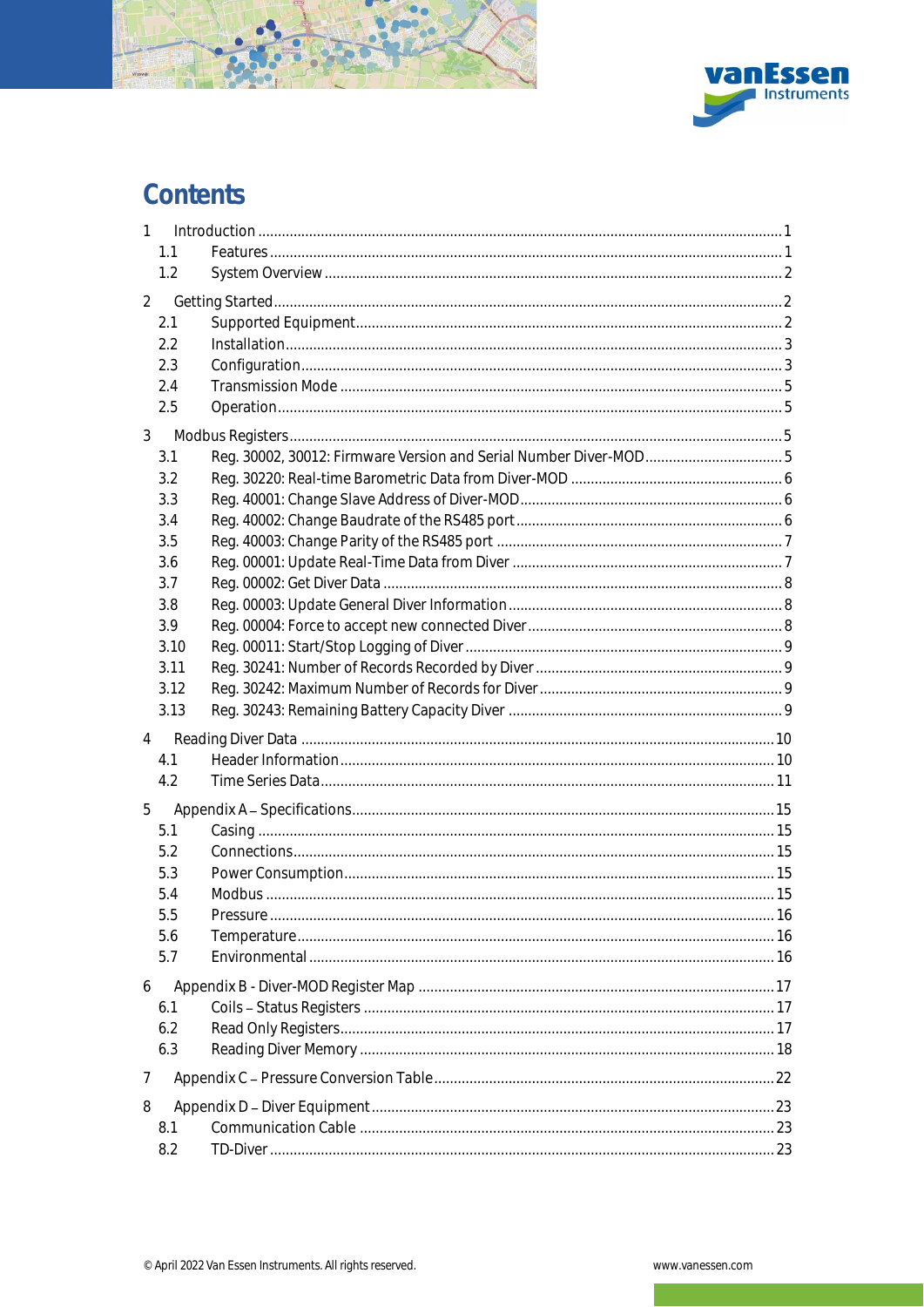# Contents

1 Introduction ..... 1
  1.1 Features ..... 1
  1.2 System Overview ..... 2

2 Getting Started ..... 2
  2.1 Supported Equipment ..... 2
  2.2 Installation ..... 3
  2.3 Configuration ..... 3
  2.4 Transmission Mode ..... 5
  2.5 Operation ..... 5

3 Modbus Registers ..... 5
  3.1 Reg. 30002, 30012: Firmware Version and Serial Number Diver-MOD ..... 5
  3.2 Reg. 30220: Real-time Barometric Data from Diver-MOD ..... 6
  3.3 Reg. 40001: Change Slave Address of Diver-MOD ..... 6
  3.4 Reg. 40002: Change Baudrate of the RS485 port ..... 6
  3.5 Reg. 40003: Change Parity of the RS485 port ..... 7
  3.6 Reg. 00001: Update Real-Time Data from Diver ..... 7
  3.7 Reg. 00002: Get Diver Data ..... 8
  3.8 Reg. 00003: Update General Diver Information ..... 8
  3.9 Reg. 00004: Force to accept new connected Diver ..... 8
  3.10 Reg. 00011: Start/Stop Logging of Diver ..... 9
  3.11 Reg. 30241: Number of Records Recorded by Diver ..... 9
  3.12 Reg. 30242: Maximum Number of Records for Diver ..... 9
  3.13 Reg. 30243: Remaining Battery Capacity Diver ..... 9

4 Reading Diver Data ..... 10
  4.1 Header Information ..... 10
  4.2 Time Series Data ..... 11

5 Appendix A – Specifications ..... 15
  5.1 Casing ..... 15
  5.2 Connections ..... 15
  5.3 Power Consumption ..... 15
  5.4 Modbus ..... 15
  5.5 Pressure ..... 16
  5.6 Temperature ..... 16
  5.7 Environmental ..... 16

6 Appendix B - Diver-MOD Register Map ..... 17
  6.1 Coils – Status Registers ..... 17
  6.2 Read Only Registers ..... 17
  6.3 Reading Diver Memory ..... 18

7 Appendix C – Pressure Conversion Table ..... 22

8 Appendix D – Diver Equipment ..... 23
  8.1 Communication Cable ..... 23
  8.2 TD-Diver ..... 23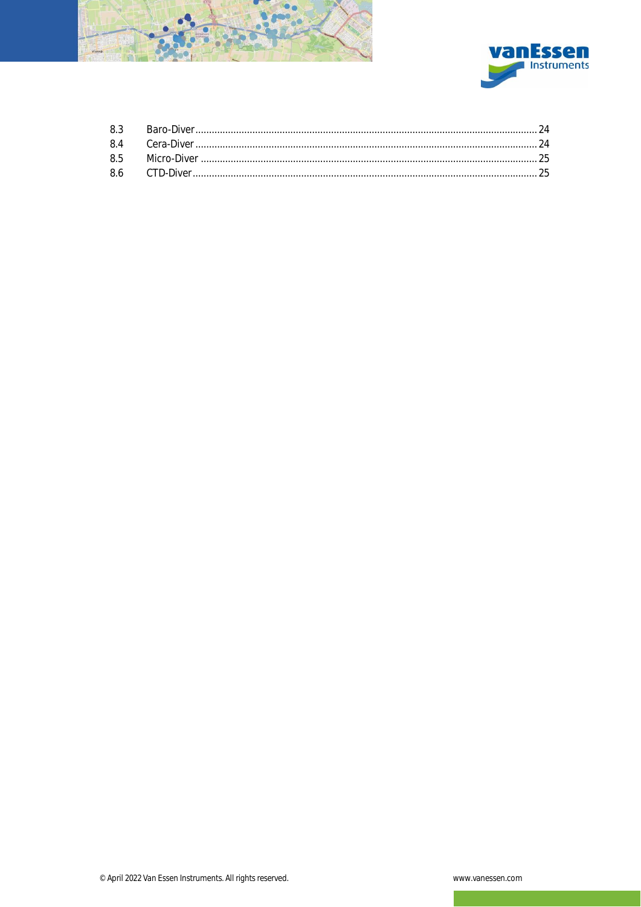8.3 Baro-Diver ........................................................................................................................ 24
8.4 Cera-Diver ........................................................................................................................ 24
8.5 Micro-Diver ...................................................................................................................... 25
8.6 CTD-Diver ......................................................................................................................... 25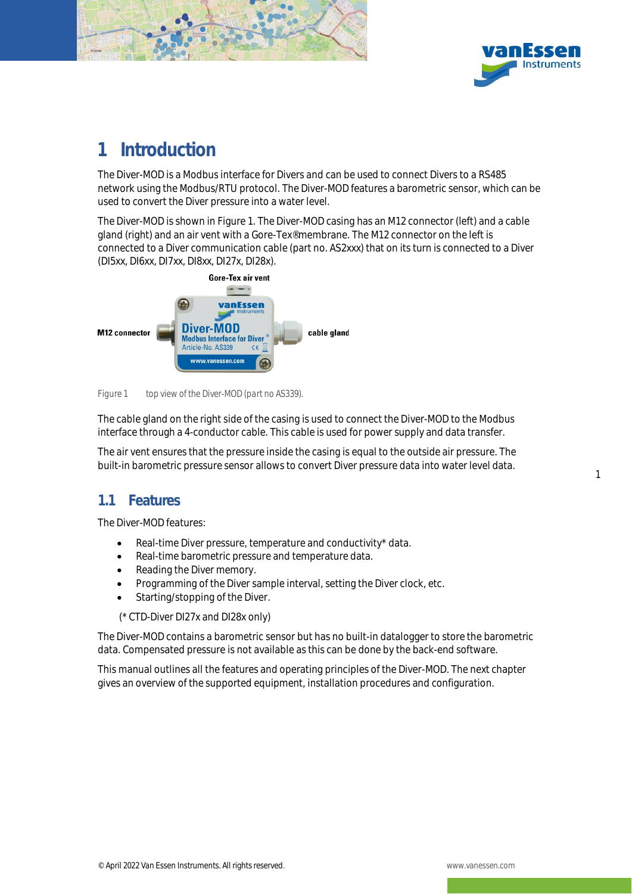# 1 Introduction

The Diver-MOD is a Modbus interface for Divers and can be used to connect Divers to a RS485 network using the Modbus/RTU protocol. The Diver-MOD features a barometric sensor, which can be used to convert the Diver pressure into a water level.

The Diver-MOD is shown in Figure 1. The Diver-MOD casing has an M12 connector (left) and a cable gland (right) and an air vent with a Gore-Tex® membrane. The M12 connector on the left is connected to a Diver communication cable (part no. AS2xxx) that on its turn is connected to a Diver (DI5xx, DI6xx, DI7xx, DI8xx, DI27x, DI28x).

Figure 1 top view of the Diver-MOD (part no AS339).

The cable gland on the right side of the casing is used to connect the Diver-MOD to the Modbus interface through a 4-conductor cable. This cable is used for power supply and data transfer.

The air vent ensures that the pressure inside the casing is equal to the outside air pressure. The built-in barometric pressure sensor allows to convert Diver pressure data into water level data.

## 1.1 Features

The Diver-MOD features:

- Real-time Diver pressure, temperature and conductivity* data.
- Real-time barometric pressure and temperature data.
- Reading the Diver memory.
- Programming of the Diver sample interval, setting the Diver clock, etc.
- Starting/stopping of the Diver.

(* CTD-Diver DI27x and DI28x only)

The Diver-MOD contains a barometric sensor but has no built-in datalogger to store the barometric data. Compensated pressure is not available as this can be done by the back-end software.

This manual outlines all the features and operating principles of the Diver-MOD. The next chapter gives an overview of the supported equipment, installation procedures and configuration.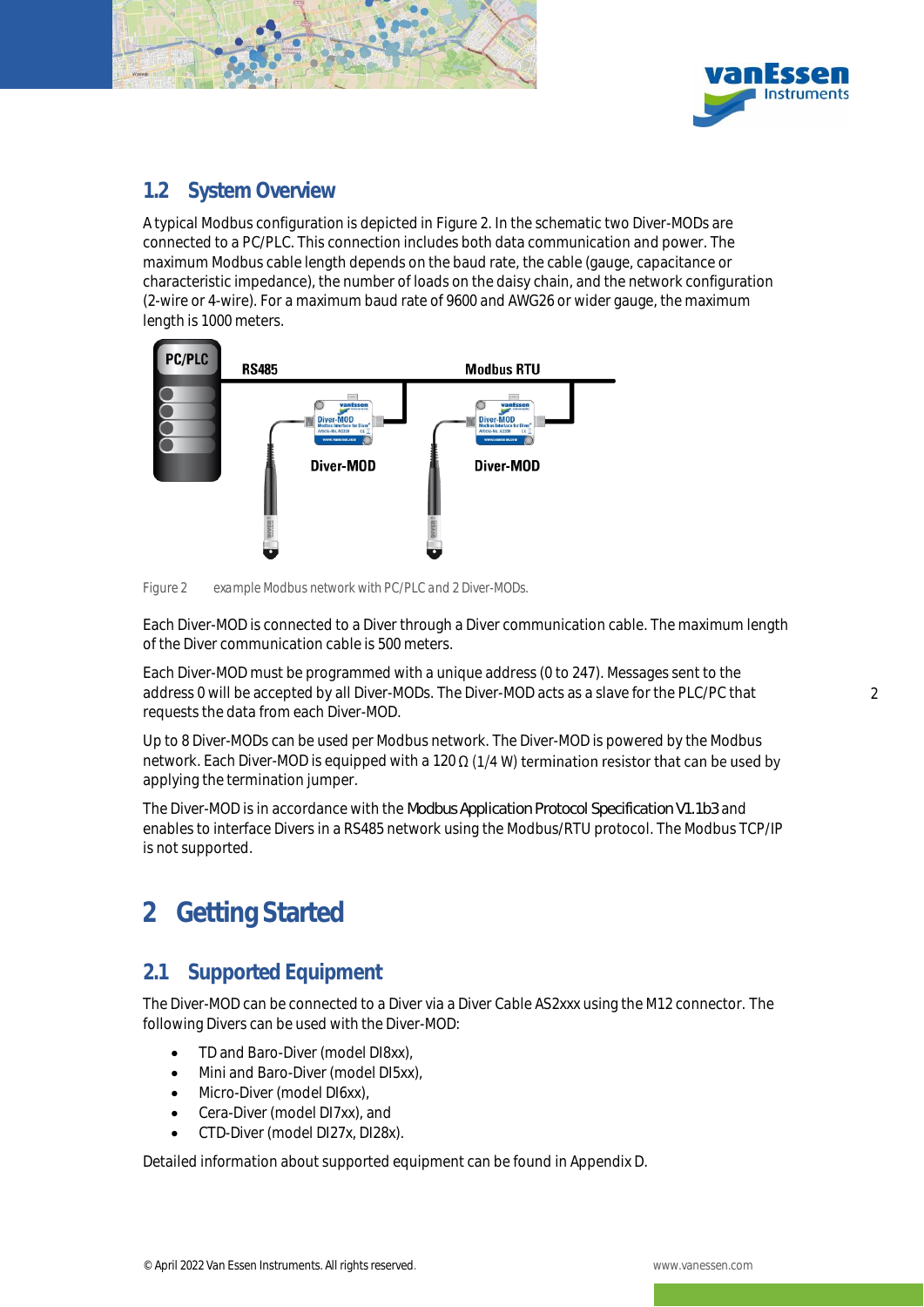## 1.2 System Overview

A typical Modbus configuration is depicted in Figure 2. In the schematic two Diver-MODs are connected to a PC/PLC. This connection includes both data communication and power. The maximum Modbus cable length depends on the baud rate, the cable (gauge, capacitance or characteristic impedance), the number of loads on the daisy chain, and the network configuration (2-wire or 4-wire). For a maximum baud rate of 9600 and AWG26 or wider gauge, the maximum length is 1000 meters.

Figure 2 example Modbus network with PC/PLC and 2 Diver-MODs.

Each Diver-MOD is connected to a Diver through a Diver communication cable. The maximum length of the Diver communication cable is 500 meters.

Each Diver-MOD must be programmed with a unique address (0 to 247). Messages sent to the address 0 will be accepted by all Diver-MODs. The Diver-MOD acts as a slave for the PLC/PC that requests the data from each Diver-MOD.

Up to 8 Diver-MODs can be used per Modbus network. The Diver-MOD is powered by the Modbus network. Each Diver-MOD is equipped with a 120 Ω (1/4 W) termination resistor that can be used by applying the termination jumper.

The Diver-MOD is in accordance with the Modbus Application Protocol Specification V1.1b3 and enables to interface Divers in a RS485 network using the Modbus/RTU protocol. The Modbus TCP/IP is not supported.

# 2 Getting Started

## 2.1 Supported Equipment

The Diver-MOD can be connected to a Diver via a Diver Cable AS2xxx using the M12 connector. The following Divers can be used with the Diver-MOD:

- TD and Baro-Diver (model DI8xx),
- Mini and Baro-Diver (model DI5xx),
- Micro-Diver (model DI6xx),
- Cera-Diver (model DI7xx), and
- CTD-Diver (model DI27x, DI28x).

Detailed information about supported equipment can be found in Appendix D.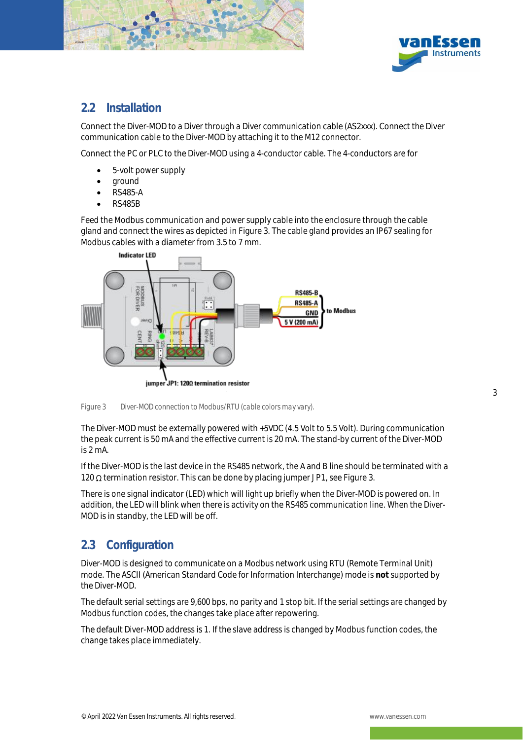## 2.2 Installation

Connect the Diver-MOD to a Diver through a Diver communication cable (AS2xxx). Connect the Diver communication cable to the Diver-MOD by attaching it to the M12 connector.

Connect the PC or PLC to the Diver-MOD using a 4-conductor cable. The 4-conductors are for

- 5-volt power supply
- ground
- RS485-A
- RS485B

Feed the Modbus communication and power supply cable into the enclosure through the cable gland and connect the wires as depicted in Figure 3. The cable gland provides an IP67 sealing for Modbus cables with a diameter from 3.5 to 7 mm.

Figure 3 Diver-MOD connection to Modbus/RTU *(cable colors may vary).*

The Diver-MOD must be externally powered with +5VDC (4.5 Volt to 5.5 Volt). During communication the peak current is 50 mA and the effective current is 20 mA. The stand-by current of the Diver-MOD is 2 mA.

If the Diver-MOD is the last device in the RS485 network, the A and B line should be terminated with a 120 Ω termination resistor. This can be done by placing jumper J P1, see Figure 3.

There is one signal indicator (LED) which will light up briefly when the Diver-MOD is powered on. In addition, the LED will blink when there is activity on the RS485 communication line. When the Diver-MOD is in standby, the LED will be off.

## 2.3 Configuration

Diver-MOD is designed to communicate on a Modbus network using RTU (Remote Terminal Unit) mode. The ASCII (American Standard Code for Information Interchange) mode is **not** supported by the Diver-MOD.

The default serial settings are 9,600 bps, no parity and 1 stop bit. If the serial settings are changed by Modbus function codes, the changes take place after repowering.

The default Diver-MOD address is 1. If the slave address is changed by Modbus function codes, the change takes place immediately.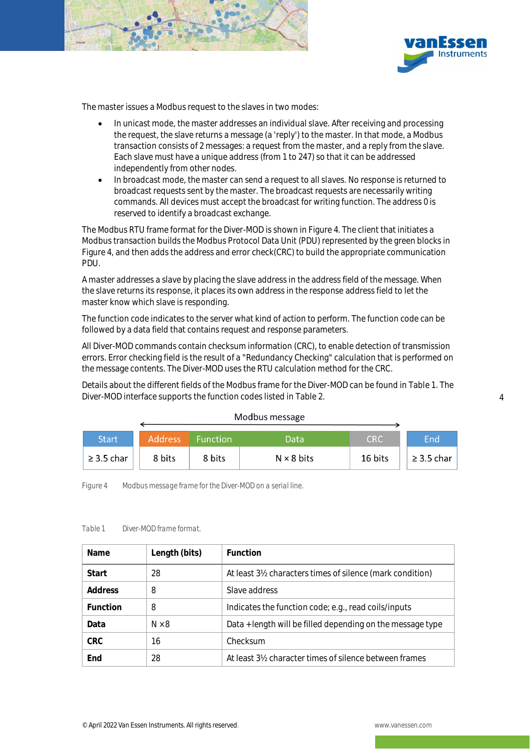The master issues a Modbus request to the slaves in two modes:

- In unicast mode, the master addresses an individual slave. After receiving and processing the request, the slave returns a message (a 'reply') to the master. In that mode, a Modbus transaction consists of 2 messages: a request from the master, and a reply from the slave. Each slave must have a unique address (from 1 to 247) so that it can be addressed independently from other nodes.
- In broadcast mode, the master can send a request to all slaves. No response is returned to broadcast requests sent by the master. The broadcast requests are necessarily writing commands. All devices must accept the broadcast for writing function. The address 0 is reserved to identify a broadcast exchange.

The Modbus RTU frame format for the Diver-MOD is shown in Figure 4. The client that initiates a Modbus transaction builds the Modbus Protocol Data Unit (PDU) represented by the green blocks in Figure 4, and then adds the address and error check(CRC) to build the appropriate communication PDU.

A master addresses a slave by placing the slave address in the address field of the message. When the slave returns its response, it places its own address in the response address field to let the master know which slave is responding.

The function code indicates to the server what kind of action to perform. The function code can be followed by a data field that contains request and response parameters.

All Diver-MOD commands contain checksum information (CRC), to enable detection of transmission errors. Error checking field is the result of a "Redundancy Checking" calculation that is performed on the message contents. The Diver-MOD uses the RTU calculation method for the CRC.

Details about the different fields of the Modbus frame for the Diver-MOD can be found in Table 1. The Diver-MOD interface supports the function codes listed in Table 2.

| Start | Address | Function | Data | CRC | End |
|---|---|---|---|---|---|
| ≥ 3.5 char | 8 bits | 8 bits | N × 8 bits | 16 bits | ≥ 3.5 char |

Figure 4 Modbus message frame for the Diver-MOD on a serial line.

Table 1 Diver-MOD frame format.

| Name | Length (bits) | Function |
|---|---|---|
| **Start** | 28 | At least 3½ characters times of silence (mark condition) |
| **Address** | 8 | Slave address |
| **Function** | 8 | Indicates the function code; e.g., read coils/inputs |
| **Data** | N ×8 | Data +length will be filled depending on the message type |
| **CRC** | 16 | Checksum |
| **End** | 28 | At least 3½ character times of silence between frames |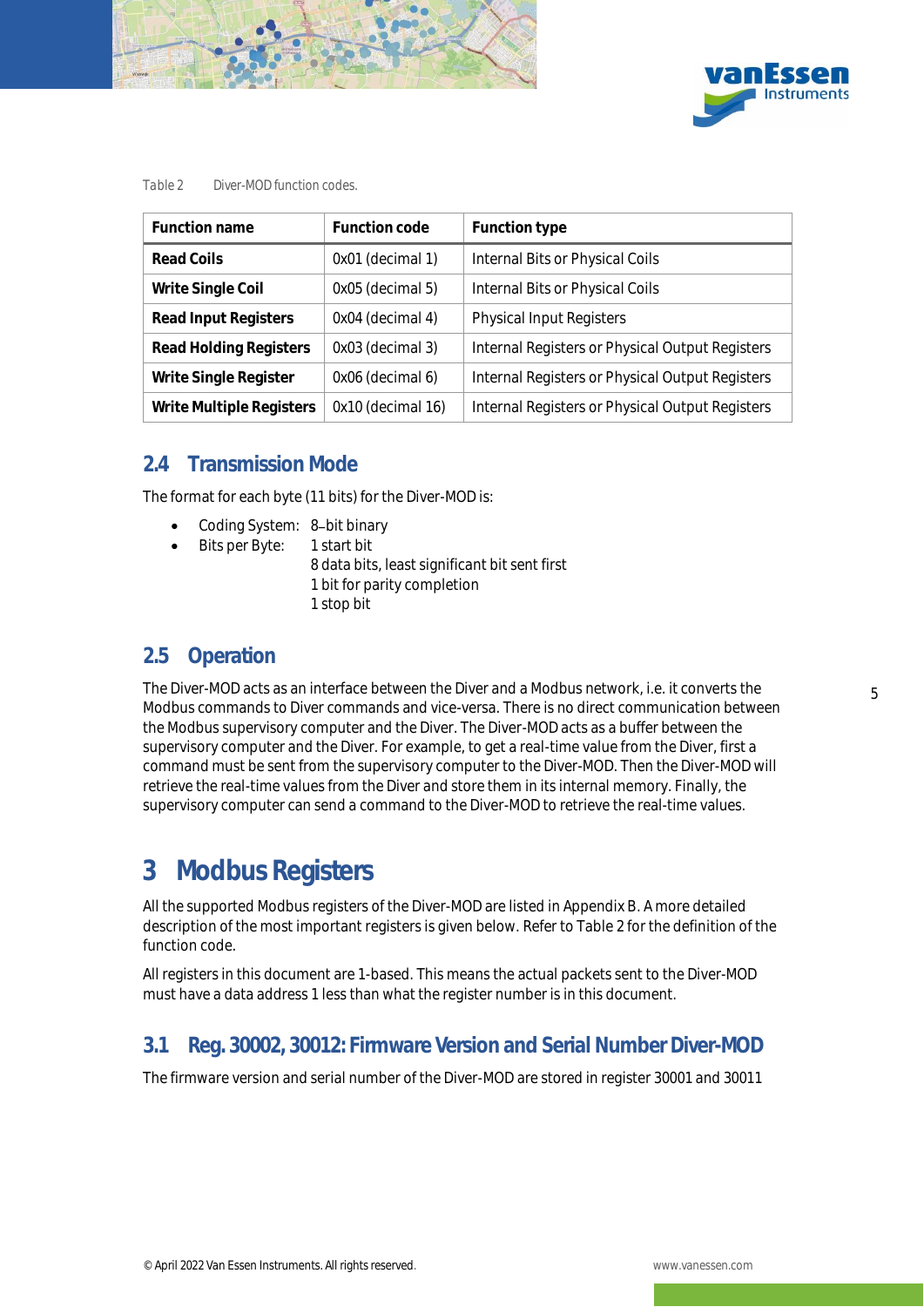*Table 2 Diver-MOD function codes.*

| Function name | Function code | Function type |
|---|---|---|
| **Read Coils** | 0x01 (decimal 1) | Internal Bits or Physical Coils |
| **Write Single Coil** | 0x05 (decimal 5) | Internal Bits or Physical Coils |
| **Read Input Registers** | 0x04 (decimal 4) | Physical Input Registers |
| **Read Holding Registers** | 0x03 (decimal 3) | Internal Registers or Physical Output Registers |
| **Write Single Register** | 0x06 (decimal 6) | Internal Registers or Physical Output Registers |
| **Write Multiple Registers** | 0x10 (decimal 16) | Internal Registers or Physical Output Registers |

## 2.4 Transmission Mode

The format for each byte (11 bits) for the Diver-MOD is:

- Coding System: 8–bit binary
- Bits per Byte: 1 start bit
  8 data bits, least significant bit sent first
  1 bit for parity completion
  1 stop bit

## 2.5 Operation

The Diver-MOD acts as an interface between the Diver and a Modbus network, i.e. it converts the Modbus commands to Diver commands and vice-versa. There is no direct communication between the Modbus supervisory computer and the Diver. The Diver-MOD acts as a buffer between the supervisory computer and the Diver. For example, to get a real-time value from the Diver, first a command must be sent from the supervisory computer to the Diver-MOD. Then the Diver-MOD will retrieve the real-time values from the Diver and store them in its internal memory. Finally, the supervisory computer can send a command to the Diver-MOD to retrieve the real-time values.

# 3 Modbus Registers

All the supported Modbus registers of the Diver-MOD are listed in Appendix B. A more detailed description of the most important registers is given below. Refer to Table 2 for the definition of the function code.

All registers in this document are 1-based. This means the actual packets sent to the Diver-MOD must have a data address 1 less than what the register number is in this document.

## 3.1 Reg. 30002, 30012: Firmware Version and Serial Number Diver-MOD

The firmware version and serial number of the Diver-MOD are stored in register 30001 and 30011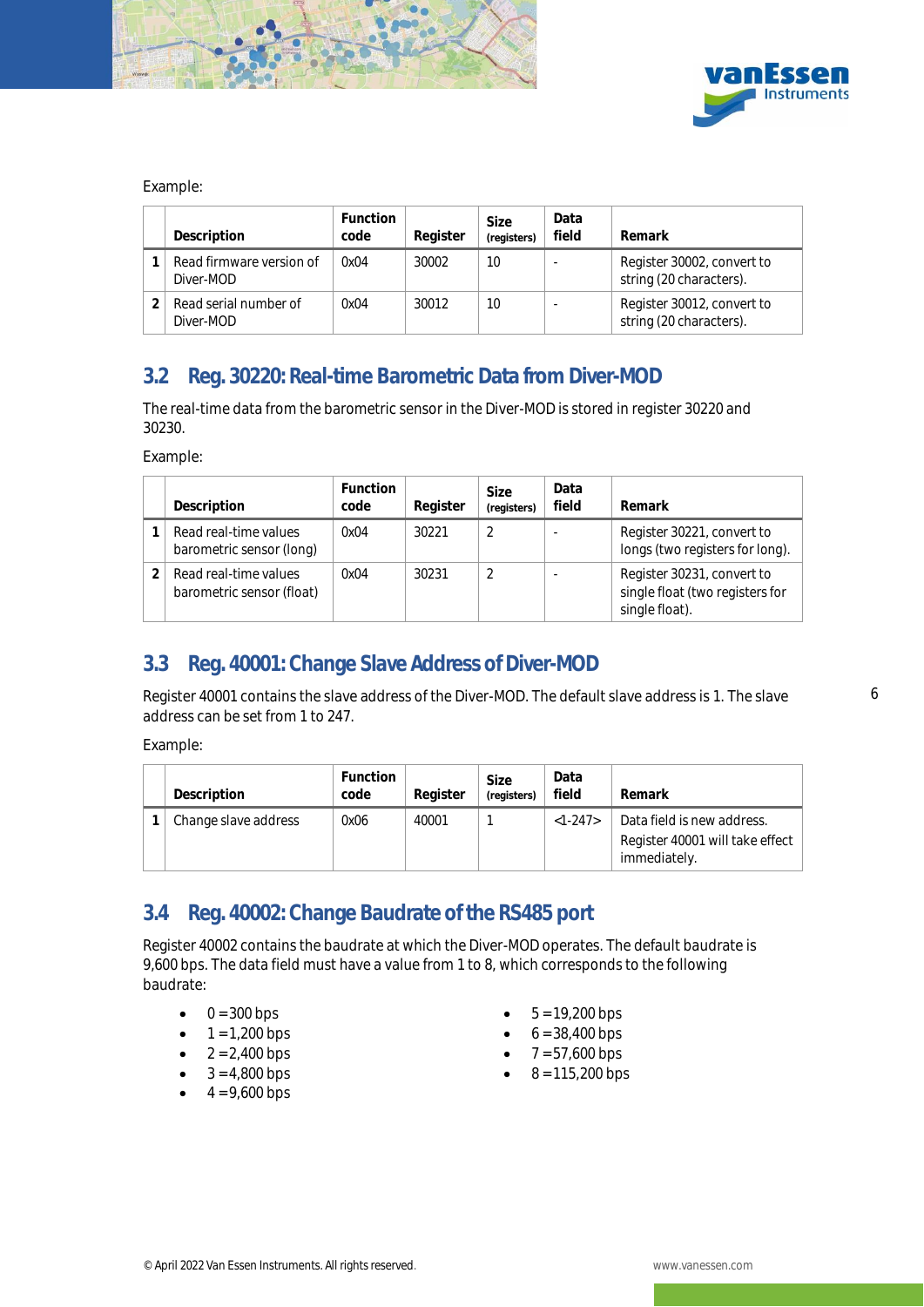Example:

| | Description | Function code | Register | Size (registers) | Data field | Remark |
|---|---|---|---|---|---|---|
| **1** | Read firmware version of Diver-MOD | 0x04 | 30002 | 10 | - | Register 30002, convert to string (20 characters). |
| **2** | Read serial number of Diver-MOD | 0x04 | 30012 | 10 | - | Register 30012, convert to string (20 characters). |

## 3.2 Reg. 30220: Real-time Barometric Data from Diver-MOD

The real-time data from the barometric sensor in the Diver-MOD is stored in register 30220 and 30230.

Example:

| | Description | Function code | Register | Size (registers) | Data field | Remark |
|---|---|---|---|---|---|---|
| **1** | Read real-time values barometric sensor (long) | 0x04 | 30221 | 2 | - | Register 30221, convert to longs (two registers for long). |
| **2** | Read real-time values barometric sensor (float) | 0x04 | 30231 | 2 | - | Register 30231, convert to single float (two registers for single float). |

## 3.3 Reg. 40001: Change Slave Address of Diver-MOD

Register 40001 contains the slave address of the Diver-MOD. The default slave address is 1. The slave address can be set from 1 to 247.

Example:

| | Description | Function code | Register | Size (registers) | Data field | Remark |
|---|---|---|---|---|---|---|
| **1** | Change slave address | 0x06 | 40001 | 1 | <1-247> | Data field is new address. Register 40001 will take effect immediately. |

## 3.4 Reg. 40002: Change Baudrate of the RS485 port

Register 40002 contains the baudrate at which the Diver-MOD operates. The default baudrate is 9,600 bps. The data field must have a value from 1 to 8, which corresponds to the following baudrate:

- 0 = 300 bps
- 1 = 1,200 bps
- 2 = 2,400 bps
- 3 = 4,800 bps
- 4 = 9,600 bps
- 5 = 19,200 bps
- 6 = 38,400 bps
- 7 = 57,600 bps
- 8 = 115,200 bps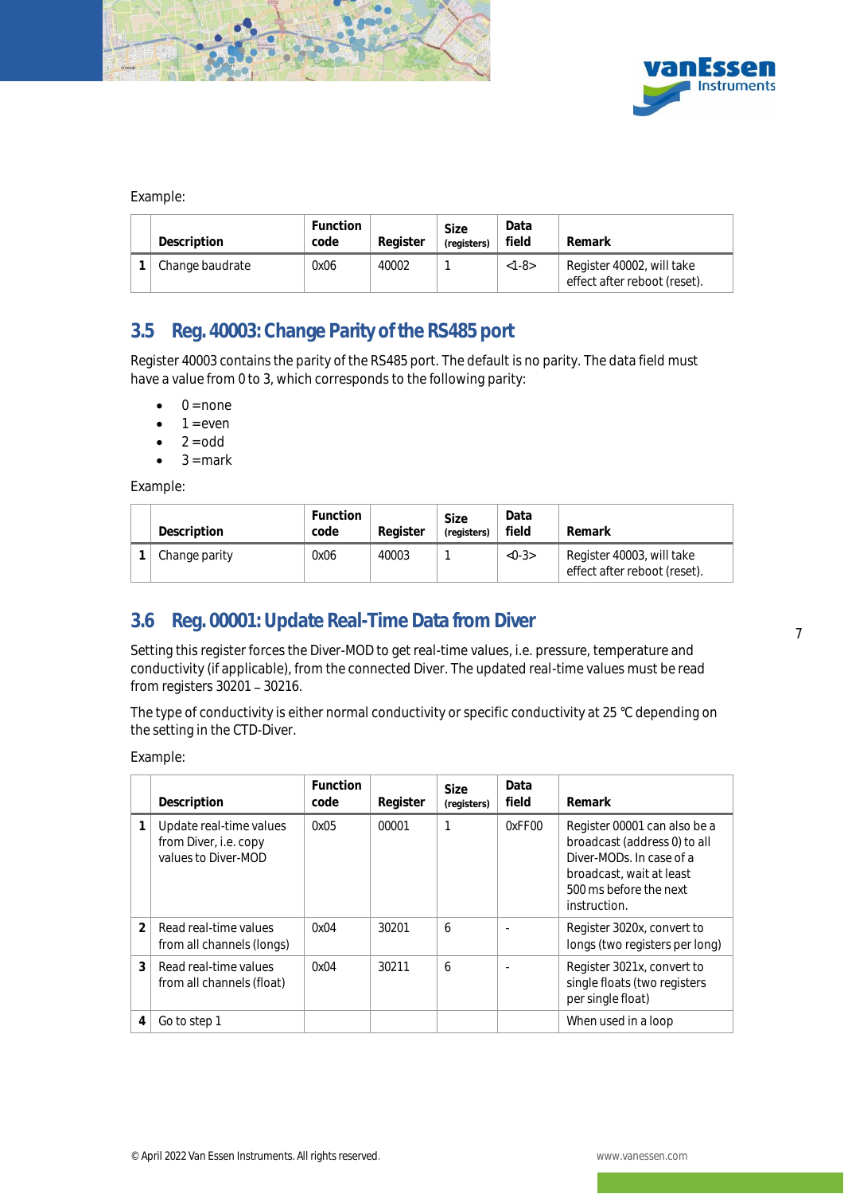Example:

| | Description | Function code | Register | Size (registers) | Data field | Remark |
|---|---|---|---|---|---|---|
| 1 | Change baudrate | 0x06 | 40002 | 1 | <1-8> | Register 40002, will take effect after reboot (reset). |

## 3.5 Reg. 40003: Change Parity of the RS485 port

Register 40003 contains the parity of the RS485 port. The default is no parity. The data field must have a value from 0 to 3, which corresponds to the following parity:

- 0 = none
- 1 = even
- 2 = odd
- 3 = mark

Example:

| | Description | Function code | Register | Size (registers) | Data field | Remark |
|---|---|---|---|---|---|---|
| 1 | Change parity | 0x06 | 40003 | 1 | <0-3> | Register 40003, will take effect after reboot (reset). |

## 3.6 Reg. 00001: Update Real-Time Data from Diver

Setting this register forces the Diver-MOD to get real-time values, i.e. pressure, temperature and conductivity (if applicable), from the connected Diver. The updated real-time values must be read from registers 30201 – 30216.

The type of conductivity is either normal conductivity or specific conductivity at 25 °C depending on the setting in the CTD-Diver.

Example:

| | Description | Function code | Register | Size (registers) | Data field | Remark |
|---|---|---|---|---|---|---|
| 1 | Update real-time values from Diver, i.e. copy values to Diver-MOD | 0x05 | 00001 | 1 | 0xFF00 | Register 00001 can also be a broadcast (address 0) to all Diver-MODs. In case of a broadcast, wait at least 500 ms before the next instruction. |
| 2 | Read real-time values from all channels (longs) | 0x04 | 30201 | 6 | - | Register 3020x, convert to longs (two registers per long) |
| 3 | Read real-time values from all channels (float) | 0x04 | 30211 | 6 | - | Register 3021x, convert to single floats (two registers per single float) |
| 4 | Go to step 1 | | | | | When used in a loop |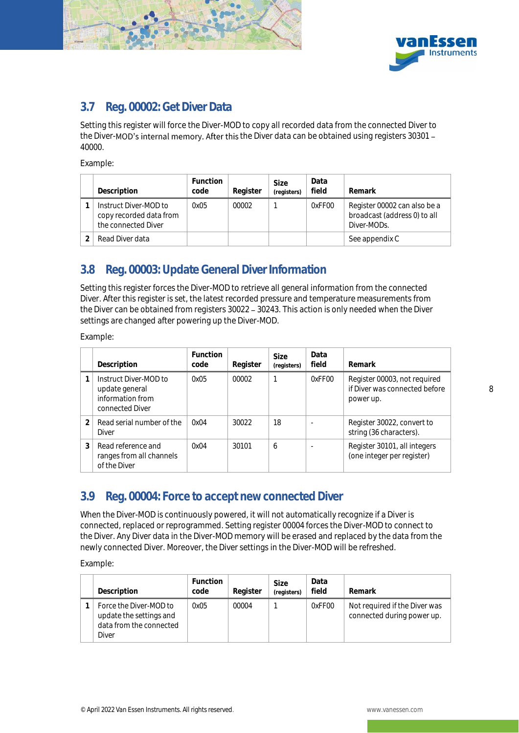## 3.7 Reg. 00002: Get Diver Data

Setting this register will force the Diver-MOD to copy all recorded data from the connected Diver to the Diver-MOD's internal memory. After this the Diver data can be obtained using registers 30301 – 40000.

Example:

| | Description | Function code | Register | Size (registers) | Data field | Remark |
|---|---|---|---|---|---|---|
| 1 | Instruct Diver-MOD to copy recorded data from the connected Diver | 0x05 | 00002 | 1 | 0xFF00 | Register 00002 can also be a broadcast (address 0) to all Diver-MODs. |
| 2 | Read Diver data | | | | | See appendix C |

## 3.8 Reg. 00003: Update General Diver Information

Setting this register forces the Diver-MOD to retrieve all general information from the connected Diver. After this register is set, the latest recorded pressure and temperature measurements from the Diver can be obtained from registers 30022 – 30243. This action is only needed when the Diver settings are changed after powering up the Diver-MOD.

Example:

| | Description | Function code | Register | Size (registers) | Data field | Remark |
|---|---|---|---|---|---|---|
| 1 | Instruct Diver-MOD to update general information from connected Diver | 0x05 | 00002 | 1 | 0xFF00 | Register 00003, not required if Diver was connected before power up. |
| 2 | Read serial number of the Diver | 0x04 | 30022 | 18 | - | Register 30022, convert to string (36 characters). |
| 3 | Read reference and ranges from all channels of the Diver | 0x04 | 30101 | 6 | - | Register 30101, all integers (one integer per register) |

## 3.9 Reg. 00004: Force to accept new connected Diver

When the Diver-MOD is continuously powered, it will not automatically recognize if a Diver is connected, replaced or reprogrammed. Setting register 00004 forces the Diver-MOD to connect to the Diver. Any Diver data in the Diver-MOD memory will be erased and replaced by the data from the newly connected Diver. Moreover, the Diver settings in the Diver-MOD will be refreshed.

Example:

| | Description | Function code | Register | Size (registers) | Data field | Remark |
|---|---|---|---|---|---|---|
| 1 | Force the Diver-MOD to update the settings and data from the connected Diver | 0x05 | 00004 | 1 | 0xFF00 | Not required if the Diver was connected during power up. |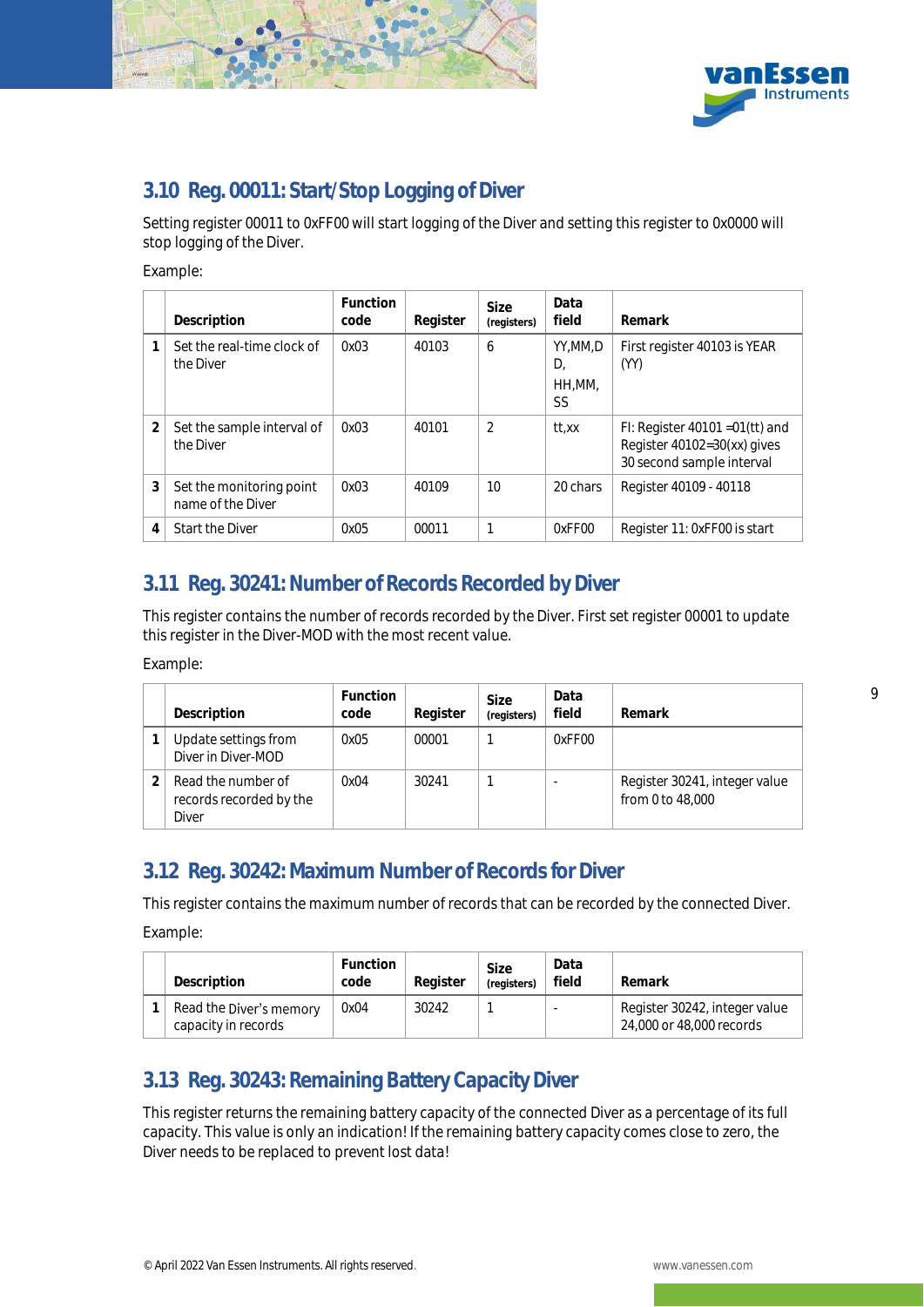## 3.10 Reg. 00011: Start/Stop Logging of Diver

Setting register 00011 to 0xFF00 will start logging of the Diver and setting this register to 0x0000 will stop logging of the Diver.

Example:

| | Description | Function code | Register | Size (registers) | Data field | Remark |
|---|---|---|---|---|---|---|
| 1 | Set the real-time clock of the Diver | 0x03 | 40103 | 6 | YY,MM,DD, HH,MM,SS | First register 40103 is YEAR (YY) |
| 2 | Set the sample interval of the Diver | 0x03 | 40101 | 2 | tt,xx | FI: Register 40101 =01(tt) and Register 40102=30(xx) gives 30 second sample interval |
| 3 | Set the monitoring point name of the Diver | 0x03 | 40109 | 10 | 20 chars | Register 40109 - 40118 |
| 4 | Start the Diver | 0x05 | 00011 | 1 | 0xFF00 | Register 11: 0xFF00 is start |

## 3.11 Reg. 30241: Number of Records Recorded by Diver

This register contains the number of records recorded by the Diver. First set register 00001 to update this register in the Diver-MOD with the most recent value.

Example:

| | Description | Function code | Register | Size (registers) | Data field | Remark |
|---|---|---|---|---|---|---|
| 1 | Update settings from Diver in Diver-MOD | 0x05 | 00001 | 1 | 0xFF00 | |
| 2 | Read the number of records recorded by the Diver | 0x04 | 30241 | 1 | - | Register 30241, integer value from 0 to 48,000 |

## 3.12 Reg. 30242: Maximum Number of Records for Diver

This register contains the maximum number of records that can be recorded by the connected Diver.

Example:

| | Description | Function code | Register | Size (registers) | Data field | Remark |
|---|---|---|---|---|---|---|
| 1 | Read the Diver's memory capacity in records | 0x04 | 30242 | 1 | - | Register 30242, integer value 24,000 or 48,000 records |

## 3.13 Reg. 30243: Remaining Battery Capacity Diver

This register returns the remaining battery capacity of the connected Diver as a percentage of its full capacity. This value is only an indication! If the remaining battery capacity comes close to zero, the Diver needs to be replaced to prevent lost data!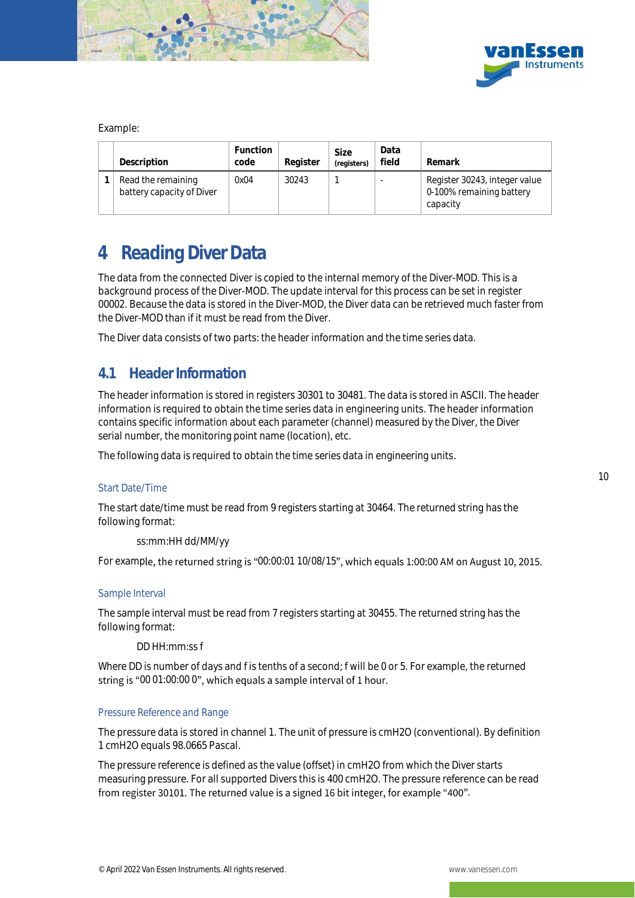Example:

| | Description | Function code | Register | Size (registers) | Data field | Remark |
|---|---|---|---|---|---|---|
| 1 | Read the remaining battery capacity of Diver | 0x04 | 30243 | 1 | - | Register 30243, integer value 0-100% remaining battery capacity |

# 4 Reading Diver Data

The data from the connected Diver is copied to the internal memory of the Diver-MOD. This is a background process of the Diver-MOD. The update interval for this process can be set in register 00002. Because the data is stored in the Diver-MOD, the Diver data can be retrieved much faster from the Diver-MOD than if it must be read from the Diver.

The Diver data consists of two parts: the header information and the time series data.

## 4.1 Header Information

The header information is stored in registers 30301 to 30481. The data is stored in ASCII. The header information is required to obtain the time series data in engineering units. The header information contains specific information about each parameter (channel) measured by the Diver, the Diver serial number, the monitoring point name (location), etc.

The following data is required to obtain the time series data in engineering units.

### Start Date/Time

The start date/time must be read from 9 registers starting at 30464. The returned string has the following format:

ss:mm:HH dd/MM/yy

For example, the returned string is "00:00:01 10/08/15", which equals 1:00:00 AM on August 10, 2015.

### Sample Interval

The sample interval must be read from 7 registers starting at 30455. The returned string has the following format:

DD HH:mm:ss f

Where DD is number of days and f is tenths of a second; f will be 0 or 5. For example, the returned string is "00 01:00:00 0", which equals a sample interval of 1 hour.

### Pressure Reference and Range

The pressure data is stored in channel 1. The unit of pressure is cmH2O (conventional). By definition 1 cmH2O equals 98.0665 Pascal.

The pressure reference is defined as the value (offset) in cmH2O from which the Diver starts measuring pressure. For all supported Divers this is 400 cmH2O. The pressure reference can be read from register 30101. The returned value is a signed 16 bit integer, for example "400".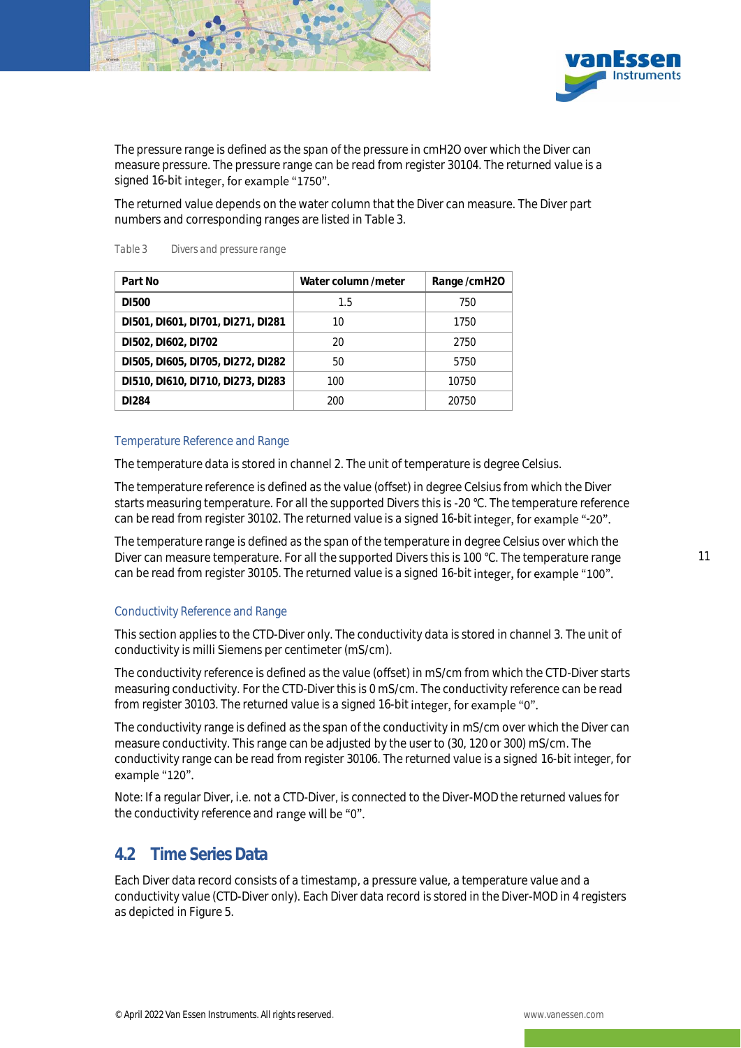The pressure range is defined as the span of the pressure in cmH2O over which the Diver can measure pressure. The pressure range can be read from register 30104. The returned value is a signed 16-bit integer, for example "1750".

The returned value depends on the water column that the Diver can measure. The Diver part numbers and corresponding ranges are listed in Table 3.

*Table 3 Divers and pressure range*

| Part No | Water column /meter | Range /cmH2O |
|---|---|---|
| **DI500** | 1.5 | 750 |
| **DI501, DI601, DI701, DI271, DI281** | 10 | 1750 |
| **DI502, DI602, DI702** | 20 | 2750 |
| **DI505, DI605, DI705, DI272, DI282** | 50 | 5750 |
| **DI510, DI610, DI710, DI273, DI283** | 100 | 10750 |
| **DI284** | 200 | 20750 |

### Temperature Reference and Range

The temperature data is stored in channel 2. The unit of temperature is degree Celsius.

The temperature reference is defined as the value (offset) in degree Celsius from which the Diver starts measuring temperature. For all the supported Divers this is -20 °C. The temperature reference can be read from register 30102. The returned value is a signed 16-bit integer, for example "-20".

The temperature range is defined as the span of the temperature in degree Celsius over which the Diver can measure temperature. For all the supported Divers this is 100 °C. The temperature range can be read from register 30105. The returned value is a signed 16-bit integer, for example "100".

### Conductivity Reference and Range

This section applies to the CTD-Diver only. The conductivity data is stored in channel 3. The unit of conductivity is milli Siemens per centimeter (mS/cm).

The conductivity reference is defined as the value (offset) in mS/cm from which the CTD-Diver starts measuring conductivity. For the CTD-Diver this is 0 mS/cm. The conductivity reference can be read from register 30103. The returned value is a signed 16-bit integer, for example "0".

The conductivity range is defined as the span of the conductivity in mS/cm over which the Diver can measure conductivity. This range can be adjusted by the user to (30, 120 or 300) mS/cm. The conductivity range can be read from register 30106. The returned value is a signed 16-bit integer, for example "120".

Note: If a regular Diver, i.e. not a CTD-Diver, is connected to the Diver-MOD the returned values for the conductivity reference and range will be "0".

## 4.2 Time Series Data

Each Diver data record consists of a timestamp, a pressure value, a temperature value and a conductivity value (CTD-Diver only). Each Diver data record is stored in the Diver-MOD in 4 registers as depicted in Figure 5.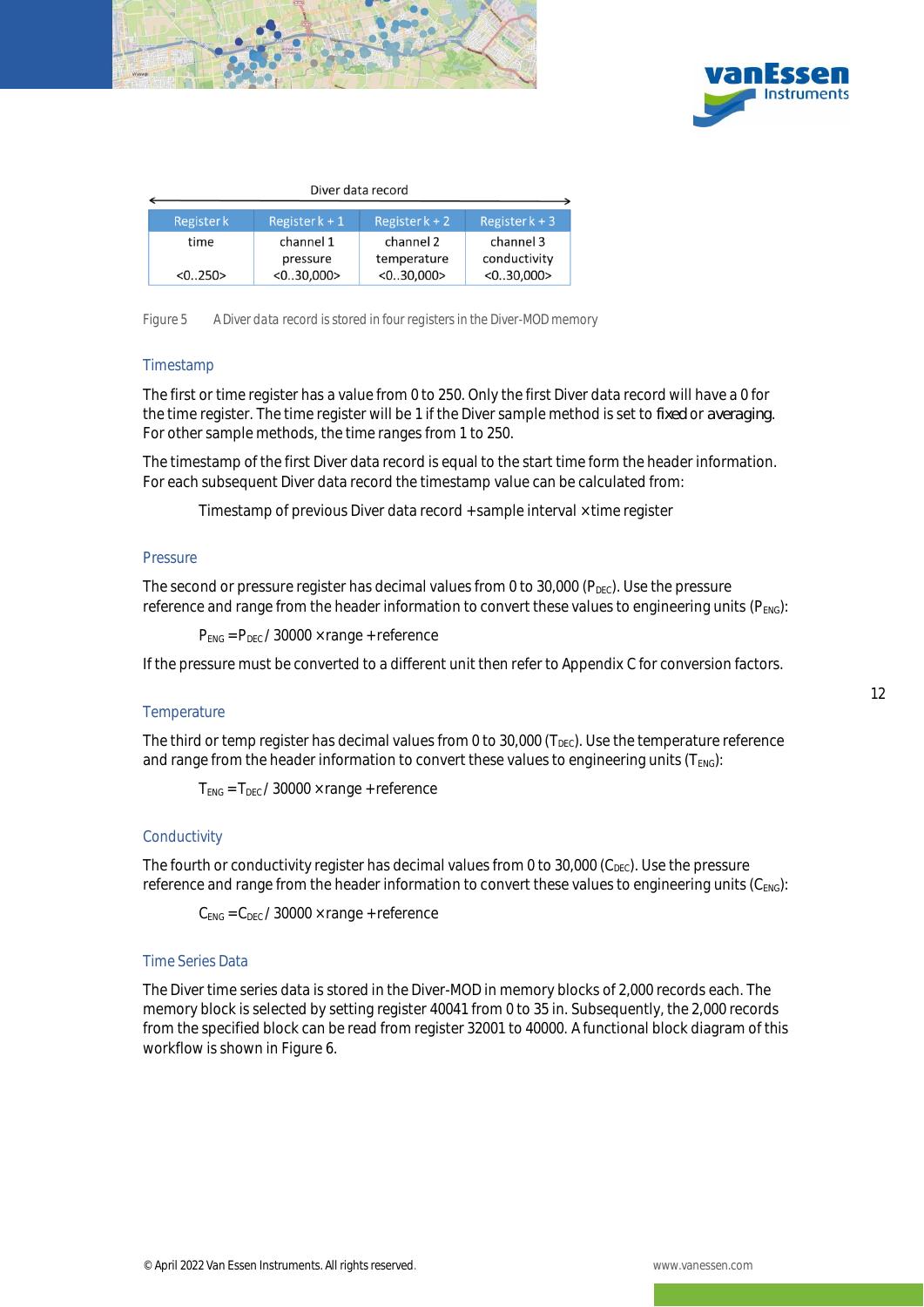Diver data record

| Register k | Register k + 1 | Register k + 2 | Register k + 3 |
| --- | --- | --- | --- |
| time<br><br><0..250> | channel 1<br>pressure<br><0..30,000> | channel 2<br>temperature<br><0..30,000> | channel 3<br>conductivity<br><0..30,000> |

Figure 5 A Diver data record is stored in four registers in the Diver-MOD memory

### Timestamp

The first or time register has a value from 0 to 250. Only the first Diver data record will have a 0 for the time register. The time register will be 1 if the Diver sample method is set to *fixed* or *averaging*. For other sample methods, the time ranges from 1 to 250.

The timestamp of the first Diver data record is equal to the start time form the header information. For each subsequent Diver data record the timestamp value can be calculated from:

Timestamp of previous Diver data record + sample interval × time register

### Pressure

The second or pressure register has decimal values from 0 to 30,000 ($P_{DEC}$). Use the pressure reference and range from the header information to convert these values to engineering units ($P_{ENG}$):

$$P_{ENG} = P_{DEC} / 30000 \times \text{range} + \text{reference}$$

If the pressure must be converted to a different unit then refer to Appendix C for conversion factors.

### Temperature

The third or temp register has decimal values from 0 to 30,000 ($T_{DEC}$). Use the temperature reference and range from the header information to convert these values to engineering units ($T_{ENG}$):

$$T_{ENG} = T_{DEC} / 30000 \times \text{range} + \text{reference}$$

### Conductivity

The fourth or conductivity register has decimal values from 0 to 30,000 ($C_{DEC}$). Use the pressure reference and range from the header information to convert these values to engineering units ($C_{ENG}$):

$$C_{ENG} = C_{DEC} / 30000 \times \text{range} + \text{reference}$$

### Time Series Data

The Diver time series data is stored in the Diver-MOD in memory blocks of 2,000 records each. The memory block is selected by setting register 40041 from 0 to 35 in. Subsequently, the 2,000 records from the specified block can be read from register 32001 to 40000. A functional block diagram of this workflow is shown in Figure 6.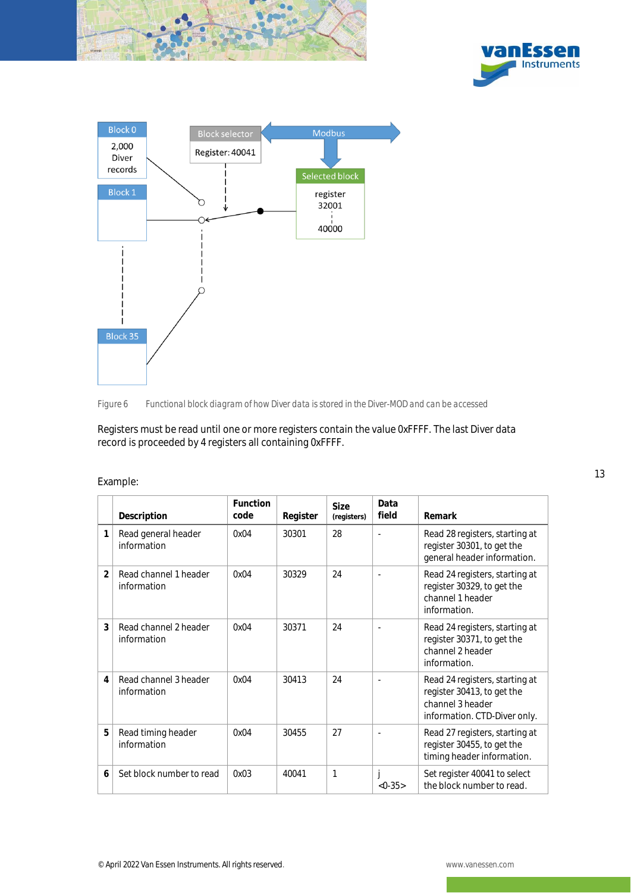Figure 6 Functional block diagram of how Diver data is stored in the Diver-MOD and can be accessed

Registers must be read until one or more registers contain the value 0xFFFF. The last Diver data record is proceeded by 4 registers all containing 0xFFFF.

Example:

| | Description | Function code | Register | Size (registers) | Data field | Remark |
|---|---|---|---|---|---|---|
| **1** | Read general header information | 0x04 | 30301 | 28 | - | Read 28 registers, starting at register 30301, to get the general header information. |
| **2** | Read channel 1 header information | 0x04 | 30329 | 24 | - | Read 24 registers, starting at register 30329, to get the channel 1 header information. |
| **3** | Read channel 2 header information | 0x04 | 30371 | 24 | - | Read 24 registers, starting at register 30371, to get the channel 2 header information. |
| **4** | Read channel 3 header information | 0x04 | 30413 | 24 | - | Read 24 registers, starting at register 30413, to get the channel 3 header information. CTD-Diver only. |
| **5** | Read timing header information | 0x04 | 30455 | 27 | - | Read 27 registers, starting at register 30455, to get the timing header information. |
| **6** | Set block number to read | 0x03 | 40041 | 1 | j <0-35> | Set register 40041 to select the block number to read. |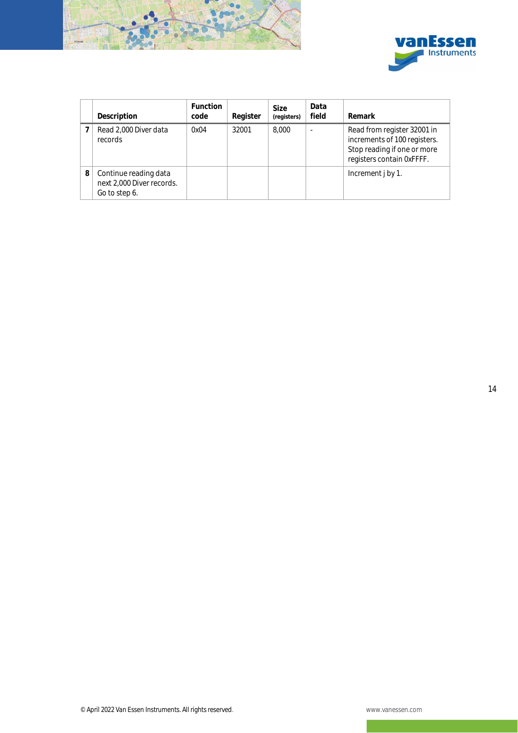| | Description | Function code | Register | Size (registers) | Data field | Remark |
|---|---|---|---|---|---|---|
| **7** | Read 2,000 Diver data records | 0x04 | 32001 | 8,000 | - | Read from register 32001 in increments of 100 registers. Stop reading if one or more registers contain 0xFFFF. |
| **8** | Continue reading data next 2,000 Diver records. Go to step 6. | | | | | Increment j by 1. |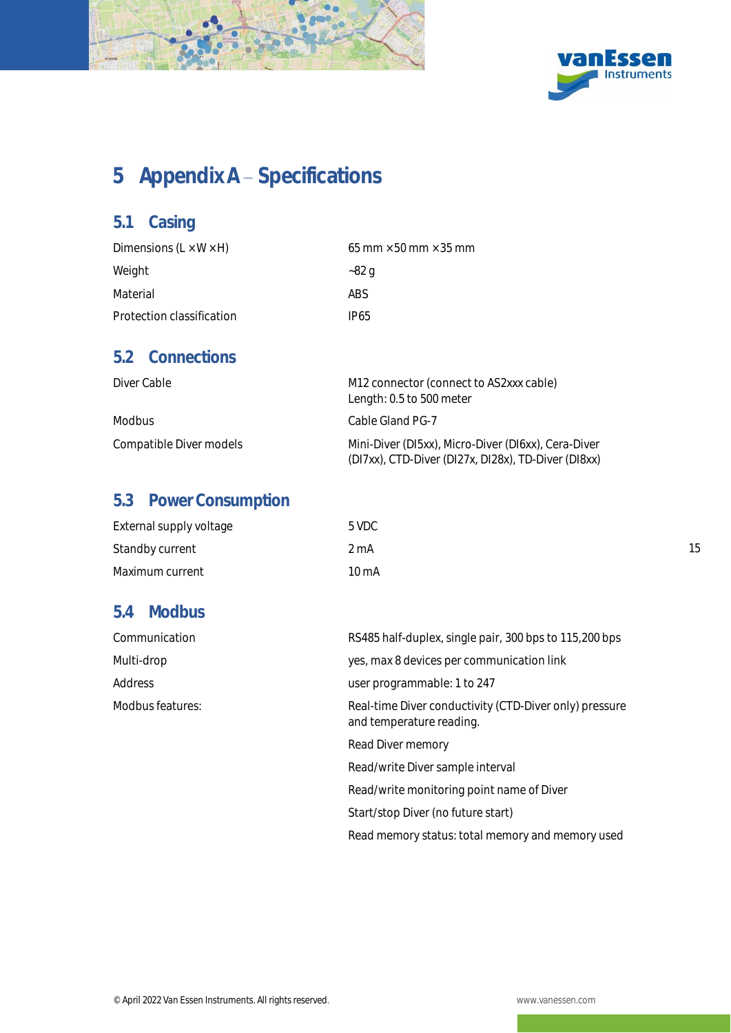# 5 Appendix A – Specifications

## 5.1 Casing

| | |
|---|---|
| Dimensions (L × W × H) | 65 mm × 50 mm × 35 mm |
| Weight | ~82 g |
| Material | ABS |
| Protection classification | IP65 |

## 5.2 Connections

| | |
|---|---|
| Diver Cable | M12 connector (connect to AS2xxx cable)<br>Length: 0.5 to 500 meter |
| Modbus | Cable Gland PG-7 |
| Compatible Diver models | Mini-Diver (DI5xx), Micro-Diver (DI6xx), Cera-Diver (DI7xx), CTD-Diver (DI27x, DI28x), TD-Diver (DI8xx) |

## 5.3 Power Consumption

| | |
|---|---|
| External supply voltage | 5 VDC |
| Standby current | 2 mA |
| Maximum current | 10 mA |

## 5.4 Modbus

| | |
|---|---|
| Communication | RS485 half-duplex, single pair, 300 bps to 115,200 bps |
| Multi-drop | yes, max 8 devices per communication link |
| Address | user programmable: 1 to 247 |
| Modbus features: | Real-time Diver conductivity (CTD-Diver only) pressure and temperature reading. |
| | Read Diver memory |
| | Read/write Diver sample interval |
| | Read/write monitoring point name of Diver |
| | Start/stop Diver (no future start) |
| | Read memory status: total memory and memory used |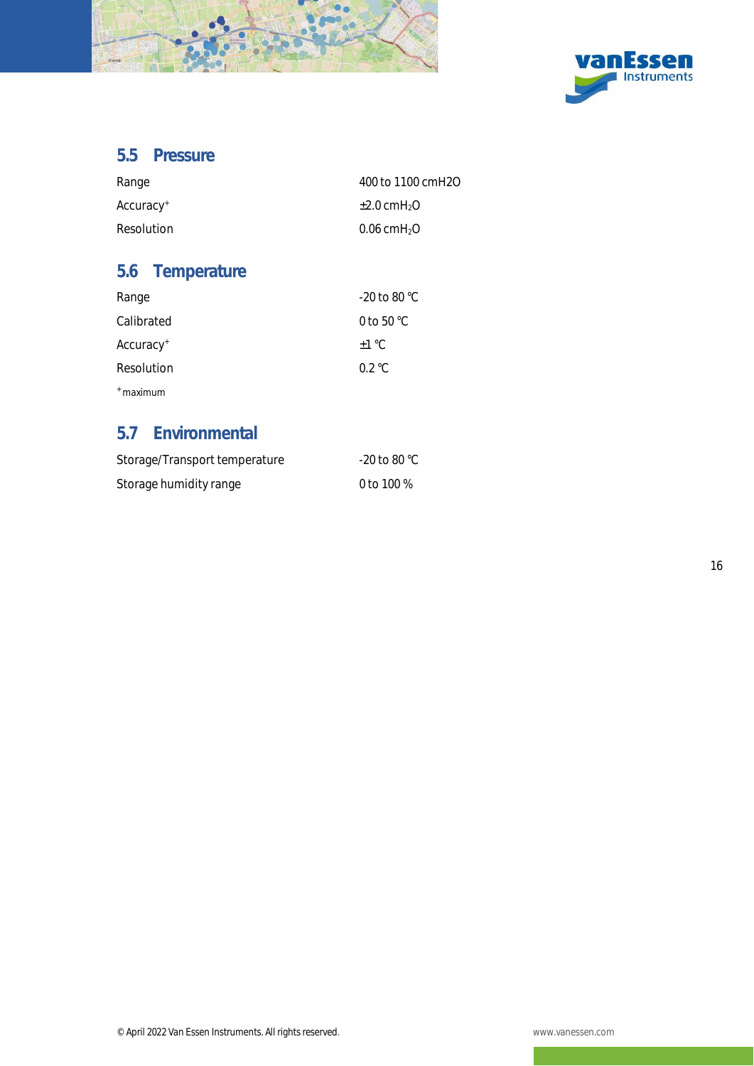## 5.5 Pressure

| | |
|---|---|
| Range | 400 to 1100 cmH2O |
| Accuracy[+] | ±2.0 cm$H_2O$ |
| Resolution | 0.06 cm$H_2O$ |

## 5.6 Temperature

| | |
|---|---|
| Range | -20 to 80 °C |
| Calibrated | 0 to 50 °C |
| Accuracy[+] | ±1 °C |
| Resolution | 0.2 °C |

[+]maximum

## 5.7 Environmental

| | |
|---|---|
| Storage/Transport temperature | -20 to 80 °C |
| Storage humidity range | 0 to 100 % |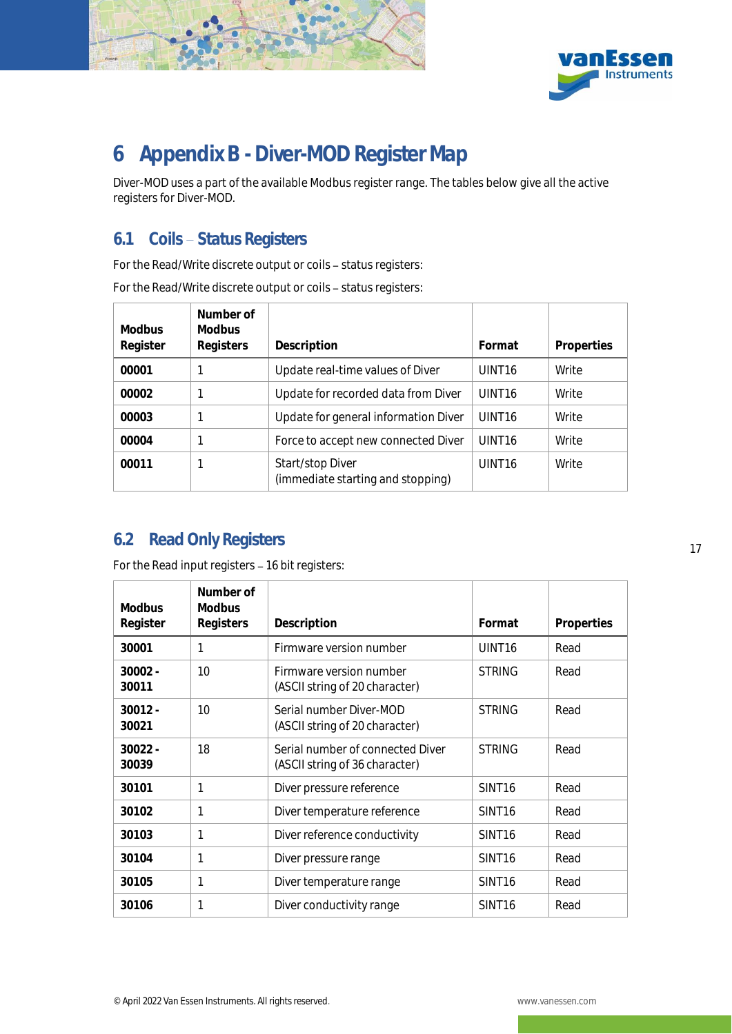# 6 Appendix B - Diver-MOD Register Map

Diver-MOD uses a part of the available Modbus register range. The tables below give all the active registers for Diver-MOD.

## 6.1 Coils – Status Registers

For the Read/Write discrete output or coils – status registers:

For the Read/Write discrete output or coils – status registers:

| Modbus Register | Number of Modbus Registers | Description | Format | Properties |
|---|---|---|---|---|
| **00001** | 1 | Update real-time values of Diver | UINT16 | Write |
| **00002** | 1 | Update for recorded data from Diver | UINT16 | Write |
| **00003** | 1 | Update for general information Diver | UINT16 | Write |
| **00004** | 1 | Force to accept new connected Diver | UINT16 | Write |
| **00011** | 1 | Start/stop Diver (immediate starting and stopping) | UINT16 | Write |

## 6.2 Read Only Registers

For the Read input registers – 16 bit registers:

| Modbus Register | Number of Modbus Registers | Description | Format | Properties |
|---|---|---|---|---|
| **30001** | 1 | Firmware version number | UINT16 | Read |
| **30002 - 30011** | 10 | Firmware version number (ASCII string of 20 character) | STRING | Read |
| **30012 - 30021** | 10 | Serial number Diver-MOD (ASCII string of 20 character) | STRING | Read |
| **30022 - 30039** | 18 | Serial number of connected Diver (ASCII string of 36 character) | STRING | Read |
| **30101** | 1 | Diver pressure reference | SINT16 | Read |
| **30102** | 1 | Diver temperature reference | SINT16 | Read |
| **30103** | 1 | Diver reference conductivity | SINT16 | Read |
| **30104** | 1 | Diver pressure range | SINT16 | Read |
| **30105** | 1 | Diver temperature range | SINT16 | Read |
| **30106** | 1 | Diver conductivity range | SINT16 | Read |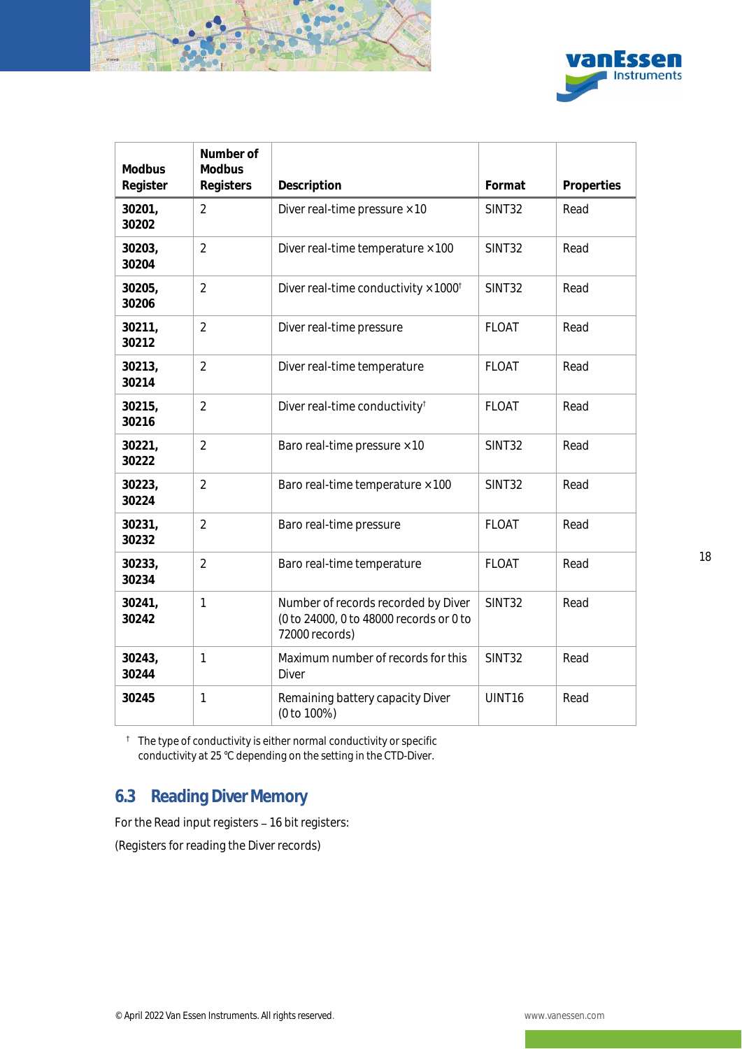| Modbus Register | Number of Modbus Registers | Description | Format | Properties |
|---|---|---|---|---|
| **30201, 30202** | 2 | Diver real-time pressure ×10 | SINT32 | Read |
| **30203, 30204** | 2 | Diver real-time temperature ×100 | SINT32 | Read |
| **30205, 30206** | 2 | Diver real-time conductivity ×1000† | SINT32 | Read |
| **30211, 30212** | 2 | Diver real-time pressure | FLOAT | Read |
| **30213, 30214** | 2 | Diver real-time temperature | FLOAT | Read |
| **30215, 30216** | 2 | Diver real-time conductivity† | FLOAT | Read |
| **30221, 30222** | 2 | Baro real-time pressure ×10 | SINT32 | Read |
| **30223, 30224** | 2 | Baro real-time temperature ×100 | SINT32 | Read |
| **30231, 30232** | 2 | Baro real-time pressure | FLOAT | Read |
| **30233, 30234** | 2 | Baro real-time temperature | FLOAT | Read |
| **30241, 30242** | 1 | Number of records recorded by Diver (0 to 24000, 0 to 48000 records or 0 to 72000 records) | SINT32 | Read |
| **30243, 30244** | 1 | Maximum number of records for this Diver | SINT32 | Read |
| **30245** | 1 | Remaining battery capacity Diver (0 to 100%) | UINT16 | Read |

† The type of conductivity is either normal conductivity or specific conductivity at 25 °C depending on the setting in the CTD-Diver.

## 6.3 Reading Diver Memory

For the Read input registers – 16 bit registers:

(Registers for reading the Diver records)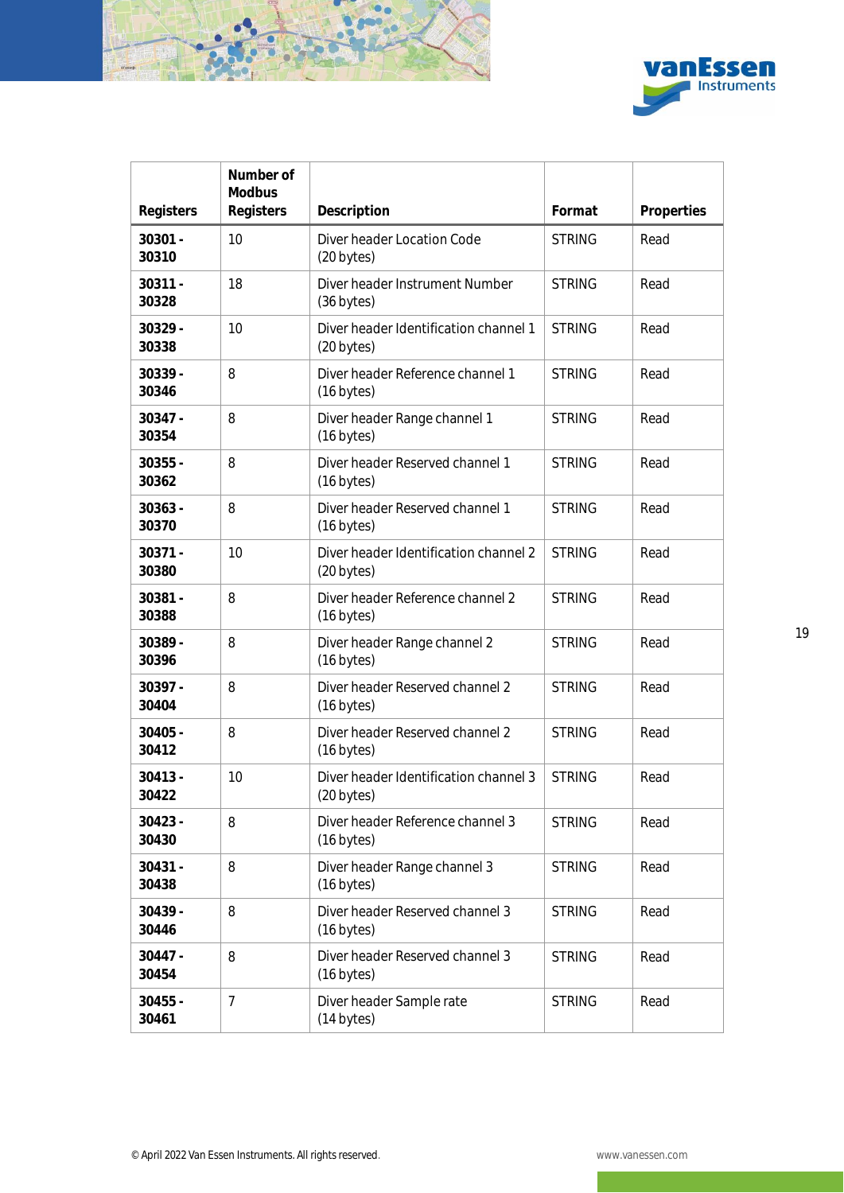| Registers | Number of Modbus Registers | Description | Format | Properties |
|---|---|---|---|---|
| 30301 - 30310 | 10 | Diver header Location Code (20 bytes) | STRING | Read |
| 30311 - 30328 | 18 | Diver header Instrument Number (36 bytes) | STRING | Read |
| 30329 - 30338 | 10 | Diver header Identification channel 1 (20 bytes) | STRING | Read |
| 30339 - 30346 | 8 | Diver header Reference channel 1 (16 bytes) | STRING | Read |
| 30347 - 30354 | 8 | Diver header Range channel 1 (16 bytes) | STRING | Read |
| 30355 - 30362 | 8 | Diver header Reserved channel 1 (16 bytes) | STRING | Read |
| 30363 - 30370 | 8 | Diver header Reserved channel 1 (16 bytes) | STRING | Read |
| 30371 - 30380 | 10 | Diver header Identification channel 2 (20 bytes) | STRING | Read |
| 30381 - 30388 | 8 | Diver header Reference channel 2 (16 bytes) | STRING | Read |
| 30389 - 30396 | 8 | Diver header Range channel 2 (16 bytes) | STRING | Read |
| 30397 - 30404 | 8 | Diver header Reserved channel 2 (16 bytes) | STRING | Read |
| 30405 - 30412 | 8 | Diver header Reserved channel 2 (16 bytes) | STRING | Read |
| 30413 - 30422 | 10 | Diver header Identification channel 3 (20 bytes) | STRING | Read |
| 30423 - 30430 | 8 | Diver header Reference channel 3 (16 bytes) | STRING | Read |
| 30431 - 30438 | 8 | Diver header Range channel 3 (16 bytes) | STRING | Read |
| 30439 - 30446 | 8 | Diver header Reserved channel 3 (16 bytes) | STRING | Read |
| 30447 - 30454 | 8 | Diver header Reserved channel 3 (16 bytes) | STRING | Read |
| 30455 - 30461 | 7 | Diver header Sample rate (14 bytes) | STRING | Read |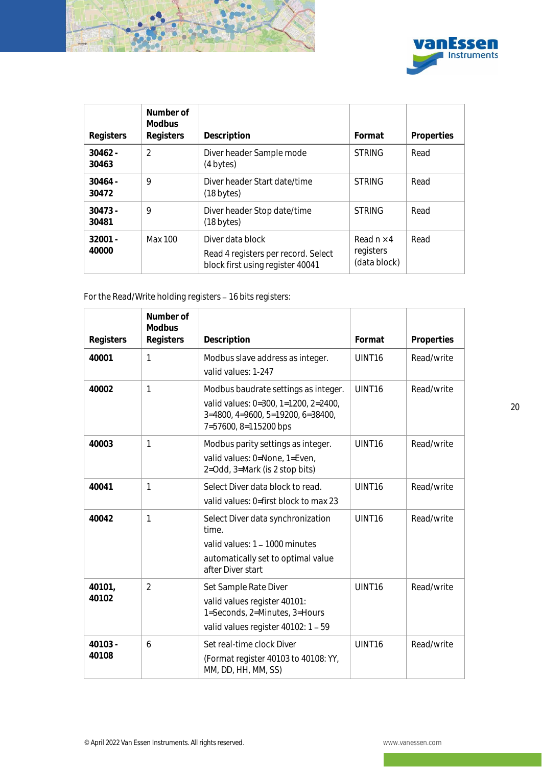| Registers | Number of Modbus Registers | Description | Format | Properties |
|---|---|---|---|---|
| **30462 - 30463** | 2 | Diver header Sample mode (4 bytes) | STRING | Read |
| **30464 - 30472** | 9 | Diver header Start date/time (18 bytes) | STRING | Read |
| **30473 - 30481** | 9 | Diver header Stop date/time (18 bytes) | STRING | Read |
| **32001 - 40000** | Max 100 | Diver data block<br>Read 4 registers per record. Select block first using register 40041 | Read n × 4 registers (data block) | Read |

For the Read/Write holding registers – 16 bits registers:

| Registers | Number of Modbus Registers | Description | Format | Properties |
|---|---|---|---|---|
| **40001** | 1 | Modbus slave address as integer.<br>valid values: 1-247 | UINT16 | Read/write |
| **40002** | 1 | Modbus baudrate settings as integer.<br>valid values: 0=300, 1=1200, 2=2400, 3=4800, 4=9600, 5=19200, 6=38400, 7=57600, 8=115200 bps | UINT16 | Read/write |
| **40003** | 1 | Modbus parity settings as integer.<br>valid values: 0=None, 1=Even, 2=Odd, 3=Mark (is 2 stop bits) | UINT16 | Read/write |
| **40041** | 1 | Select Diver data block to read.<br>valid values: 0=first block to max 23 | UINT16 | Read/write |
| **40042** | 1 | Select Diver data synchronization time.<br>valid values: 1 – 1000 minutes<br>automatically set to optimal value after Diver start | UINT16 | Read/write |
| **40101, 40102** | 2 | Set Sample Rate Diver<br>valid values register 40101: 1=Seconds, 2=Minutes, 3=Hours<br>valid values register 40102: 1 – 59 | UINT16 | Read/write |
| **40103 - 40108** | 6 | Set real-time clock Diver<br>(Format register 40103 to 40108: YY, MM, DD, HH, MM, SS) | UINT16 | Read/write |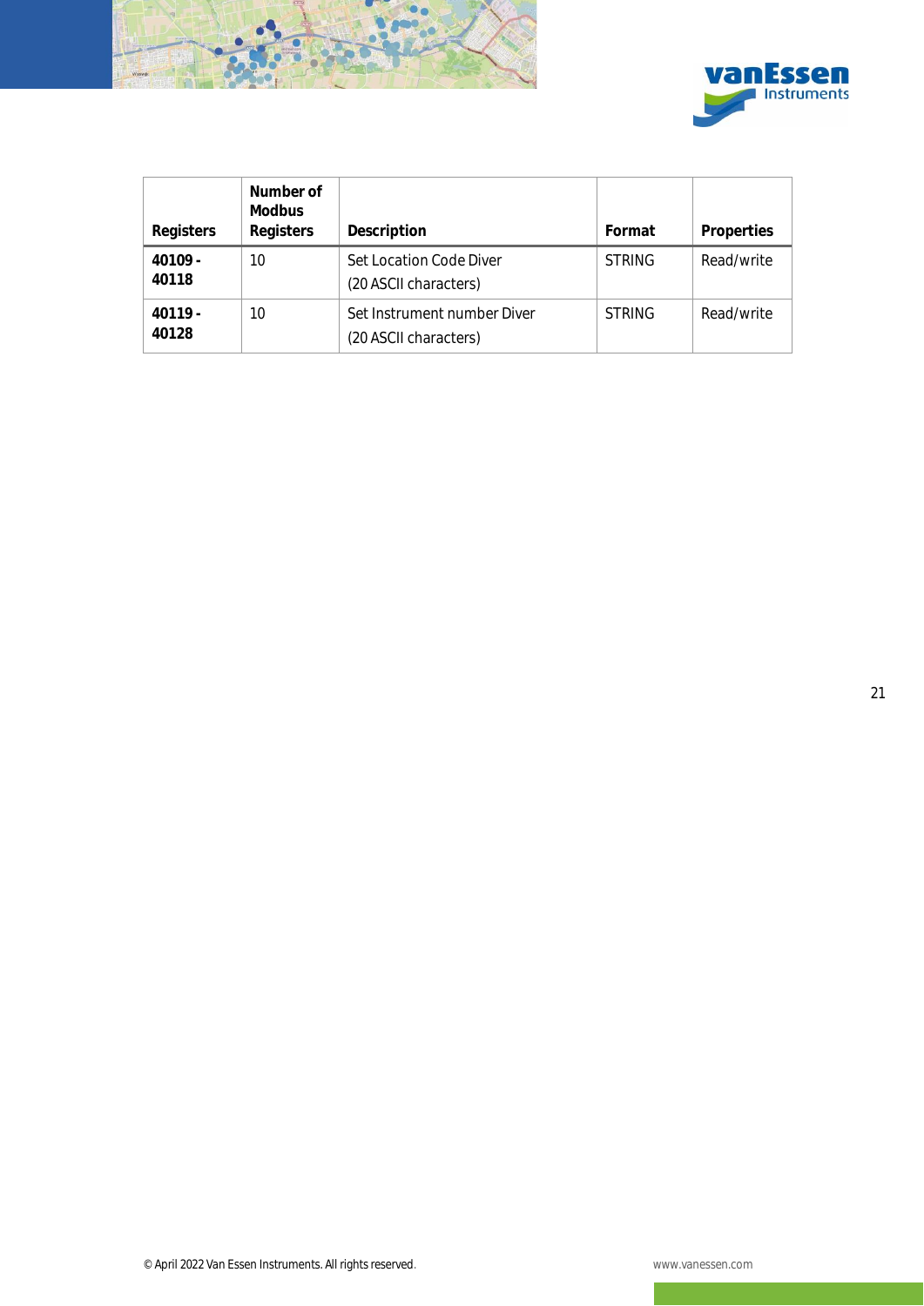| Registers | Number of Modbus Registers | Description | Format | Properties |
|---|---|---|---|---|
| **40109 - 40118** | 10 | Set Location Code Diver (20 ASCII characters) | STRING | Read/write |
| **40119 - 40128** | 10 | Set Instrument number Diver (20 ASCII characters) | STRING | Read/write |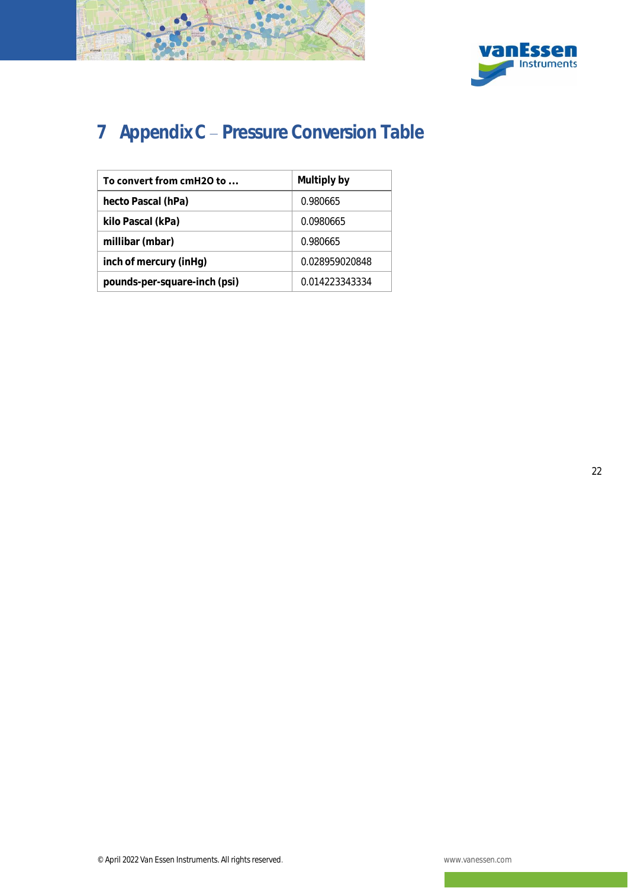# 7 Appendix C – Pressure Conversion Table

| To convert from cmH2O to ... | Multiply by |
|---|---|
| **hecto Pascal (hPa)** | 0.980665 |
| **kilo Pascal (kPa)** | 0.0980665 |
| **millibar (mbar)** | 0.980665 |
| **inch of mercury (inHg)** | 0.028959020848 |
| **pounds-per-square-inch (psi)** | 0.014223343334 |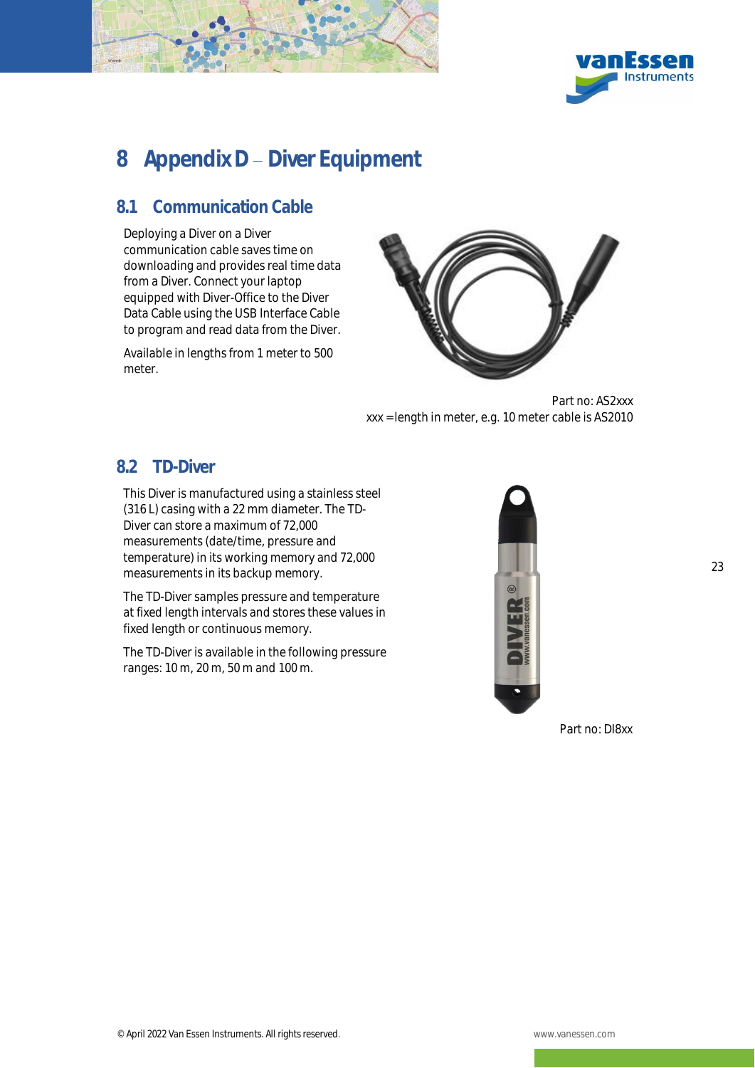# 8 Appendix D – Diver Equipment

## 8.1 Communication Cable

Deploying a Diver on a Diver communication cable saves time on downloading and provides real time data from a Diver. Connect your laptop equipped with Diver-Office to the Diver Data Cable using the USB Interface Cable to program and read data from the Diver.

Available in lengths from 1 meter to 500 meter.

Part no: AS2xxx
xxx = length in meter, e.g. 10 meter cable is AS2010

## 8.2 TD-Diver

This Diver is manufactured using a stainless steel (316 L) casing with a 22 mm diameter. The TD-Diver can store a maximum of 72,000 measurements (date/time, pressure and temperature) in its working memory and 72,000 measurements in its backup memory.

The TD-Diver samples pressure and temperature at fixed length intervals and stores these values in fixed length or continuous memory.

The TD-Diver is available in the following pressure ranges: 10 m, 20 m, 50 m and 100 m.

Part no: DI8xx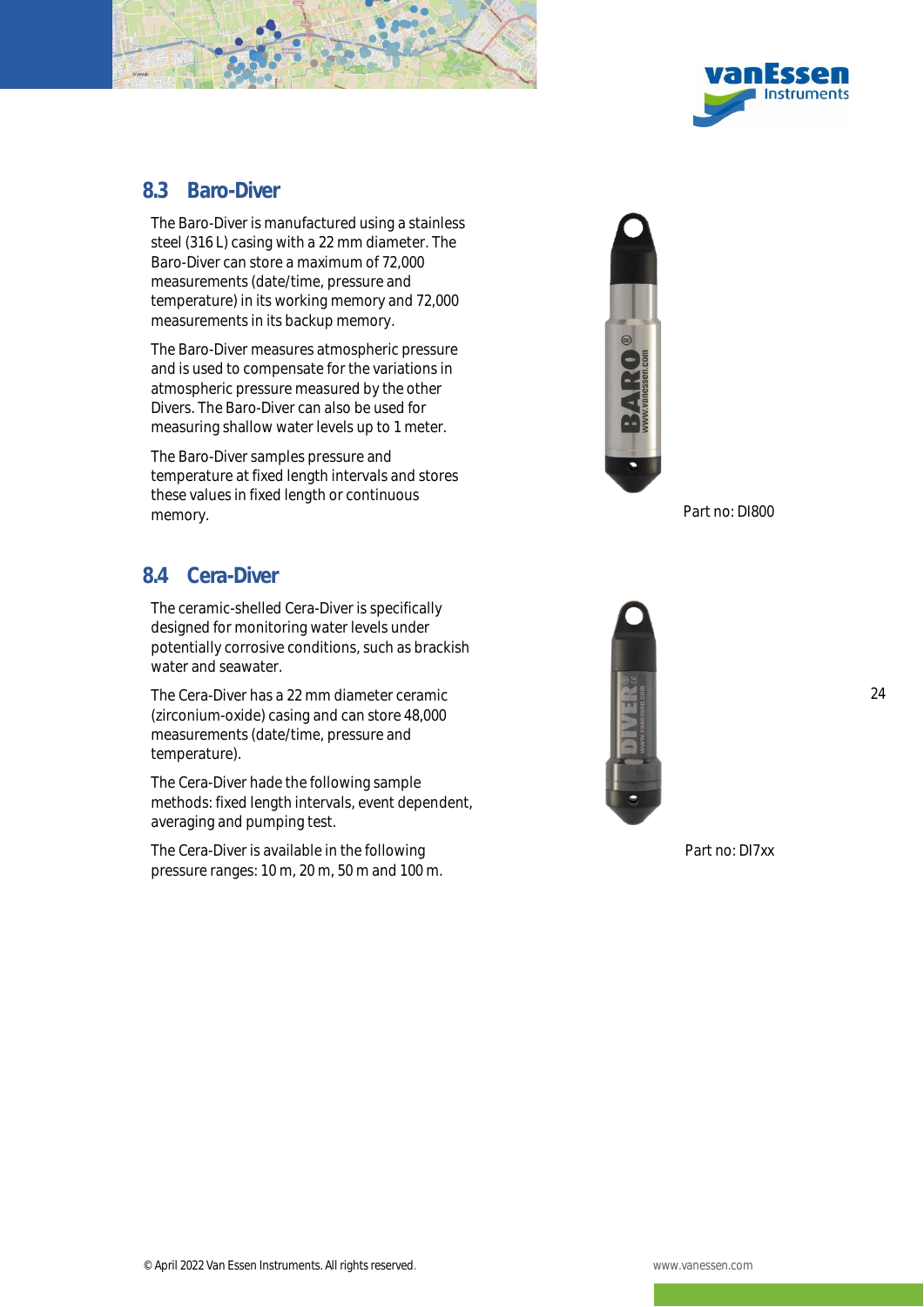## 8.3 Baro-Diver

The Baro-Diver is manufactured using a stainless steel (316 L) casing with a 22 mm diameter. The Baro-Diver can store a maximum of 72,000 measurements (date/time, pressure and temperature) in its working memory and 72,000 measurements in its backup memory.

The Baro-Diver measures atmospheric pressure and is used to compensate for the variations in atmospheric pressure measured by the other Divers. The Baro-Diver can also be used for measuring shallow water levels up to 1 meter.

The Baro-Diver samples pressure and temperature at fixed length intervals and stores these values in fixed length or continuous memory.

Part no: DI800

## 8.4 Cera-Diver

The ceramic-shelled Cera-Diver is specifically designed for monitoring water levels under potentially corrosive conditions, such as brackish water and seawater.

The Cera-Diver has a 22 mm diameter ceramic (zirconium-oxide) casing and can store 48,000 measurements (date/time, pressure and temperature).

The Cera-Diver hade the following sample methods: fixed length intervals, event dependent, averaging and pumping test.

The Cera-Diver is available in the following pressure ranges: 10 m, 20 m, 50 m and 100 m.

Part no: DI7xx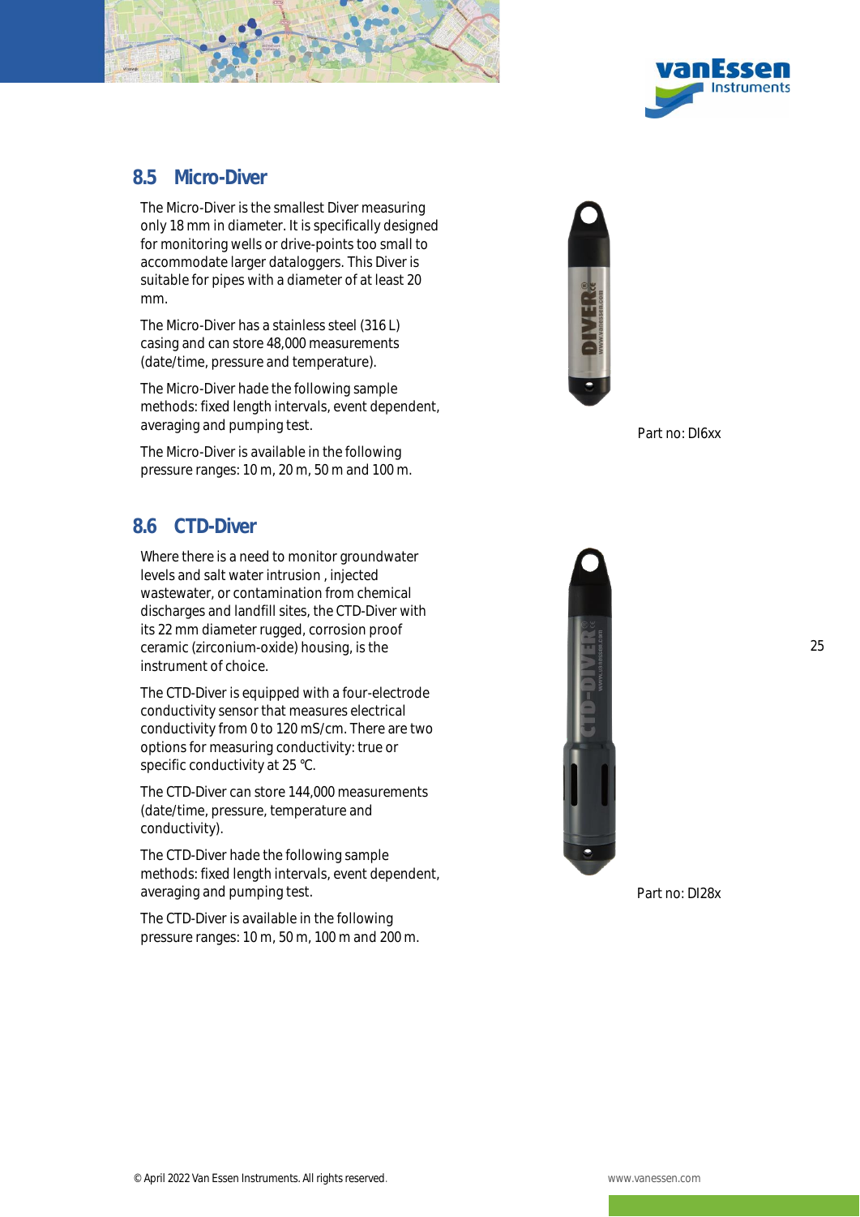## 8.5 Micro-Diver

The Micro-Diver is the smallest Diver measuring only 18 mm in diameter. It is specifically designed for monitoring wells or drive-points too small to accommodate larger dataloggers. This Diver is suitable for pipes with a diameter of at least 20 mm.

The Micro-Diver has a stainless steel (316 L) casing and can store 48,000 measurements (date/time, pressure and temperature).

The Micro-Diver hade the following sample methods: fixed length intervals, event dependent, averaging and pumping test.

The Micro-Diver is available in the following pressure ranges: 10 m, 20 m, 50 m and 100 m.

Part no: DI6xx

## 8.6 CTD-Diver

Where there is a need to monitor groundwater levels and salt water intrusion , injected wastewater, or contamination from chemical discharges and landfill sites, the CTD-Diver with its 22 mm diameter rugged, corrosion proof ceramic (zirconium-oxide) housing, is the instrument of choice.

The CTD-Diver is equipped with a four-electrode conductivity sensor that measures electrical conductivity from 0 to 120 mS/cm. There are two options for measuring conductivity: true or specific conductivity at 25 °C.

The CTD-Diver can store 144,000 measurements (date/time, pressure, temperature and conductivity).

The CTD-Diver hade the following sample methods: fixed length intervals, event dependent, averaging and pumping test.

The CTD-Diver is available in the following pressure ranges: 10 m, 50 m, 100 m and 200 m.

Part no: DI28x